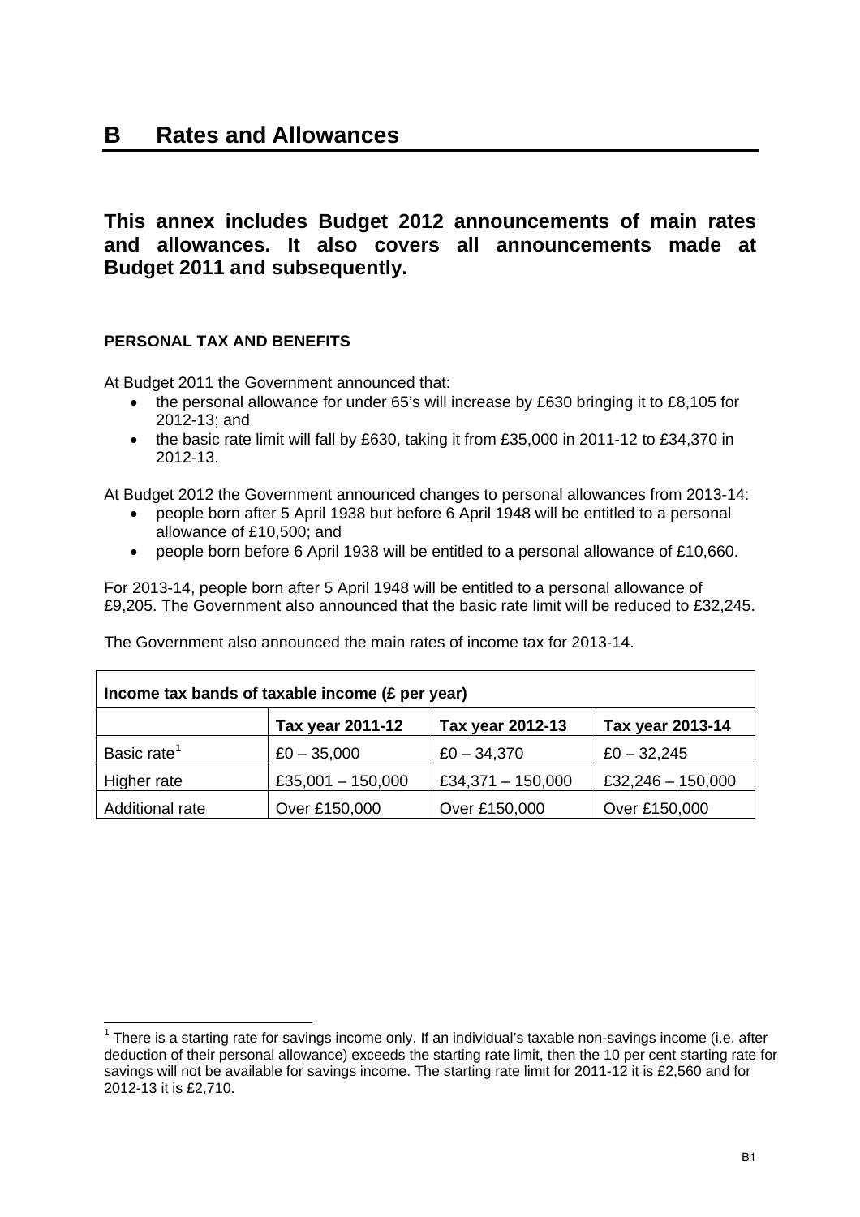# B Rates and Allowances

**This annex includes Budget 2012 announcements of main rates and allowances. It also covers all announcements made at Budget 2011 and subsequently.**

### PERSONAL TAX AND BENEFITS

At Budget 2011 the Government announced that:

- the personal allowance for under 65's will increase by £630 bringing it to £8,105 for 2012-13; and
- the basic rate limit will fall by £630, taking it from £35,000 in 2011-12 to £34,370 in 2012-13.

At Budget 2012 the Government announced changes to personal allowances from 2013-14:

- people born after 5 April 1938 but before 6 April 1948 will be entitled to a personal allowance of £10,500; and
- people born before 6 April 1938 will be entitled to a personal allowance of £10,660.

For 2013-14, people born after 5 April 1948 will be entitled to a personal allowance of £9,205. The Government also announced that the basic rate limit will be reduced to £32,245.

The Government also announced the main rates of income tax for 2013-14.

| Income tax bands of taxable income (£ per year) | | | |
|---|---|---|---|
| | **Tax year 2011-12** | **Tax year 2012-13** | **Tax year 2013-14** |
| Basic rate[1] | £0 – 35,000 | £0 – 34,370 | £0 – 32,245 |
| Higher rate | £35,001 – 150,000 | £34,371 – 150,000 | £32,246 – 150,000 |
| Additional rate | Over £150,000 | Over £150,000 | Over £150,000 |

[1] There is a starting rate for savings income only. If an individual's taxable non-savings income (i.e. after deduction of their personal allowance) exceeds the starting rate limit, then the 10 per cent starting rate for savings will not be available for savings income. The starting rate limit for 2011-12 it is £2,560 and for 2012-13 it is £2,710.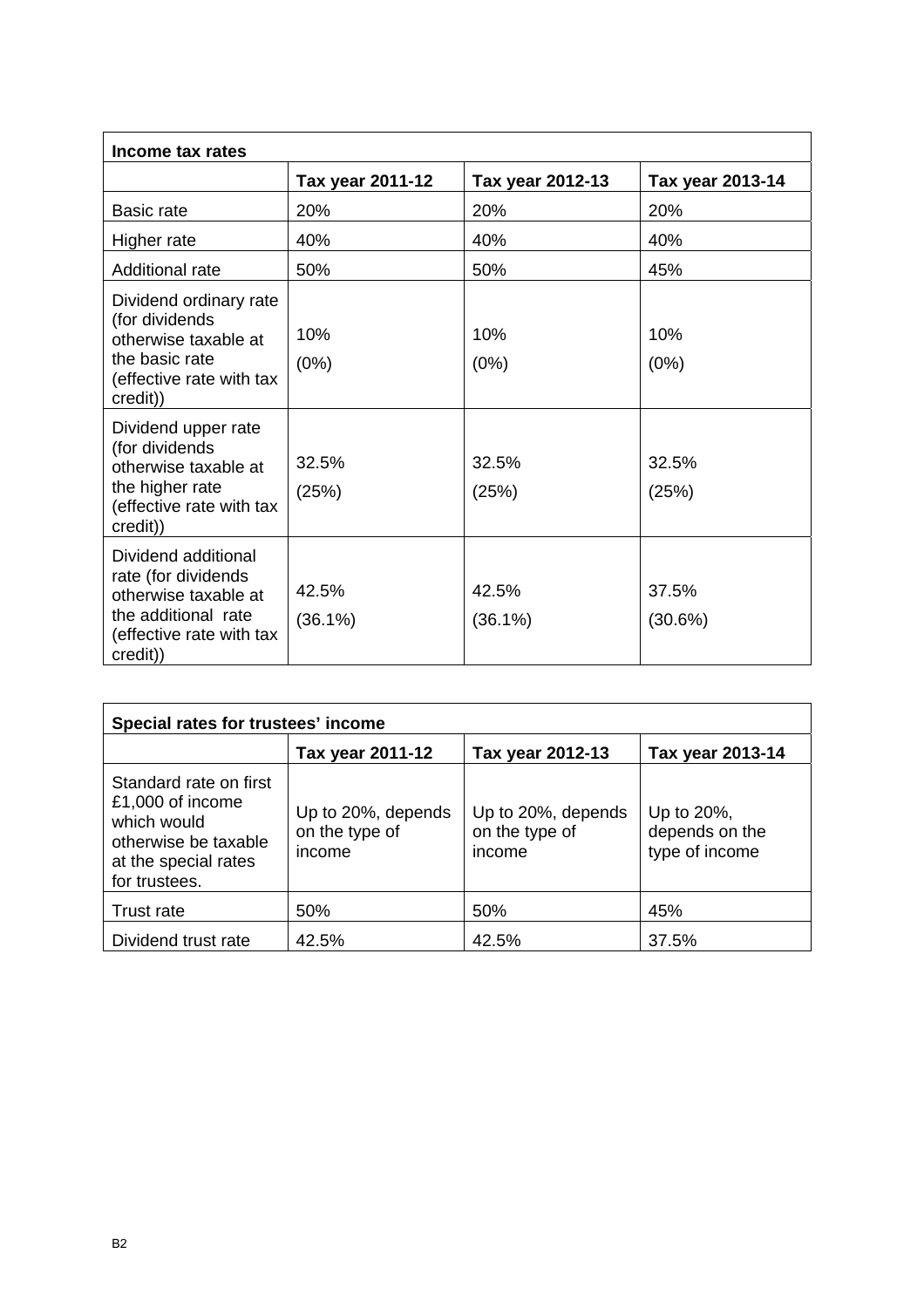| Income tax rates | | | |
|---|---|---|---|
| | **Tax year 2011-12** | **Tax year 2012-13** | **Tax year 2013-14** |
| Basic rate | 20% | 20% | 20% |
| Higher rate | 40% | 40% | 40% |
| Additional rate | 50% | 50% | 45% |
| Dividend ordinary rate (for dividends otherwise taxable at the basic rate (effective rate with tax credit)) | 10% (0%) | 10% (0%) | 10% (0%) |
| Dividend upper rate (for dividends otherwise taxable at the higher rate (effective rate with tax credit)) | 32.5% (25%) | 32.5% (25%) | 32.5% (25%) |
| Dividend additional rate (for dividends otherwise taxable at the additional rate (effective rate with tax credit)) | 42.5% (36.1%) | 42.5% (36.1%) | 37.5% (30.6%) |

| Special rates for trustees' income | | | |
|---|---|---|---|
| | **Tax year 2011-12** | **Tax year 2012-13** | **Tax year 2013-14** |
| Standard rate on first £1,000 of income which would otherwise be taxable at the special rates for trustees. | Up to 20%, depends on the type of income | Up to 20%, depends on the type of income | Up to 20%, depends on the type of income |
| Trust rate | 50% | 50% | 45% |
| Dividend trust rate | 42.5% | 42.5% | 37.5% |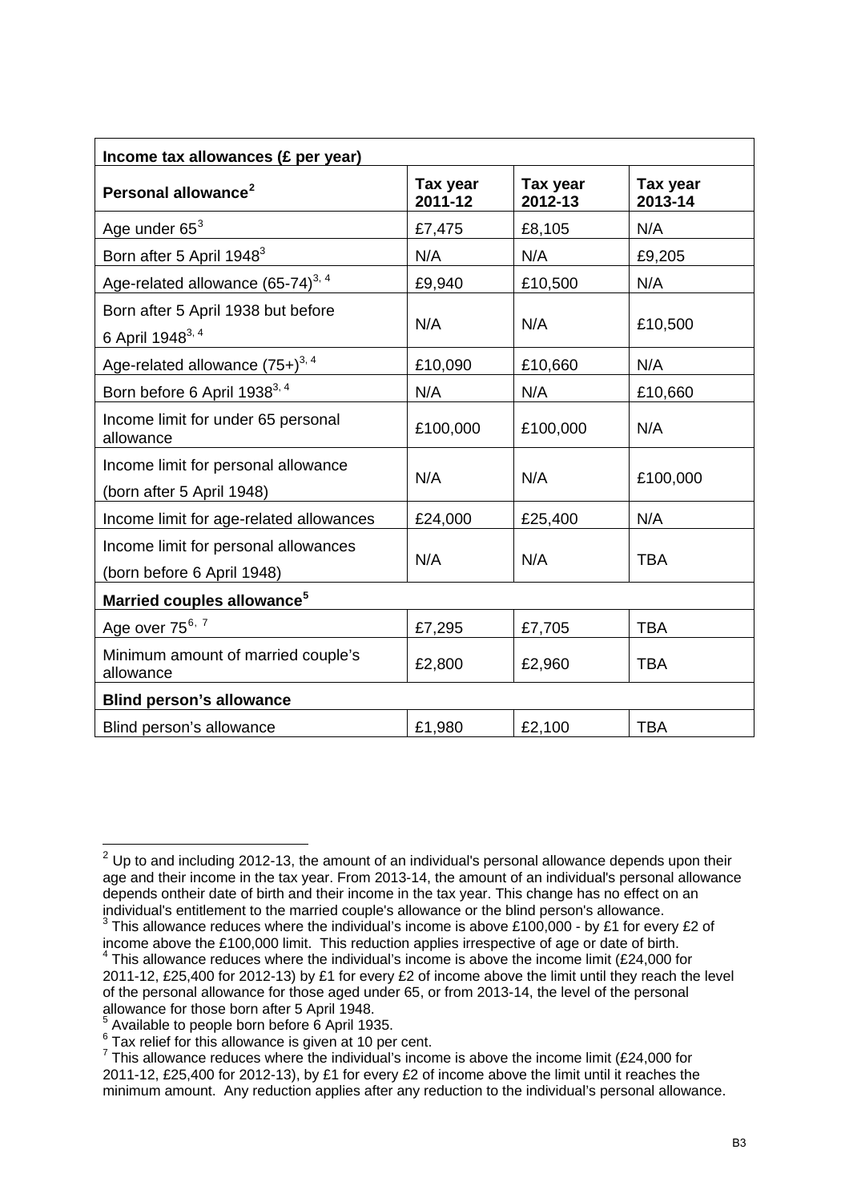| Income tax allowances (£ per year) | | | |
|---|---|---|---|
| **Personal allowance**[2] | **Tax year 2011-12** | **Tax year 2012-13** | **Tax year 2013-14** |
| Age under 65[3] | £7,475 | £8,105 | N/A |
| Born after 5 April 1948[3] | N/A | N/A | £9,205 |
| Age-related allowance (65-74)[3, 4] | £9,940 | £10,500 | N/A |
| Born after 5 April 1938 but before 6 April 1948[3, 4] | N/A | N/A | £10,500 |
| Age-related allowance (75+)[3, 4] | £10,090 | £10,660 | N/A |
| Born before 6 April 1938[3, 4] | N/A | N/A | £10,660 |
| Income limit for under 65 personal allowance | £100,000 | £100,000 | N/A |
| Income limit for personal allowance (born after 5 April 1948) | N/A | N/A | £100,000 |
| Income limit for age-related allowances | £24,000 | £25,400 | N/A |
| Income limit for personal allowances (born before 6 April 1948) | N/A | N/A | TBA |
| **Married couples allowance**[5] | | | |
| Age over 75[6, 7] | £7,295 | £7,705 | TBA |
| Minimum amount of married couple's allowance | £2,800 | £2,960 | TBA |
| **Blind person's allowance** | | | |
| Blind person's allowance | £1,980 | £2,100 | TBA |

[2] Up to and including 2012-13, the amount of an individual's personal allowance depends upon their age and their income in the tax year. From 2013-14, the amount of an individual's personal allowance depends ontheir date of birth and their income in the tax year. This change has no effect on an individual's entitlement to the married couple's allowance or the blind person's allowance.

[3] This allowance reduces where the individual's income is above £100,000 - by £1 for every £2 of income above the £100,000 limit. This reduction applies irrespective of age or date of birth.

[4] This allowance reduces where the individual's income is above the income limit (£24,000 for 2011-12, £25,400 for 2012-13) by £1 for every £2 of income above the limit until they reach the level of the personal allowance for those aged under 65, or from 2013-14, the level of the personal allowance for those born after 5 April 1948.

[5] Available to people born before 6 April 1935.

[6] Tax relief for this allowance is given at 10 per cent.

[7] This allowance reduces where the individual's income is above the income limit (£24,000 for 2011-12, £25,400 for 2012-13), by £1 for every £2 of income above the limit until it reaches the minimum amount. Any reduction applies after any reduction to the individual's personal allowance.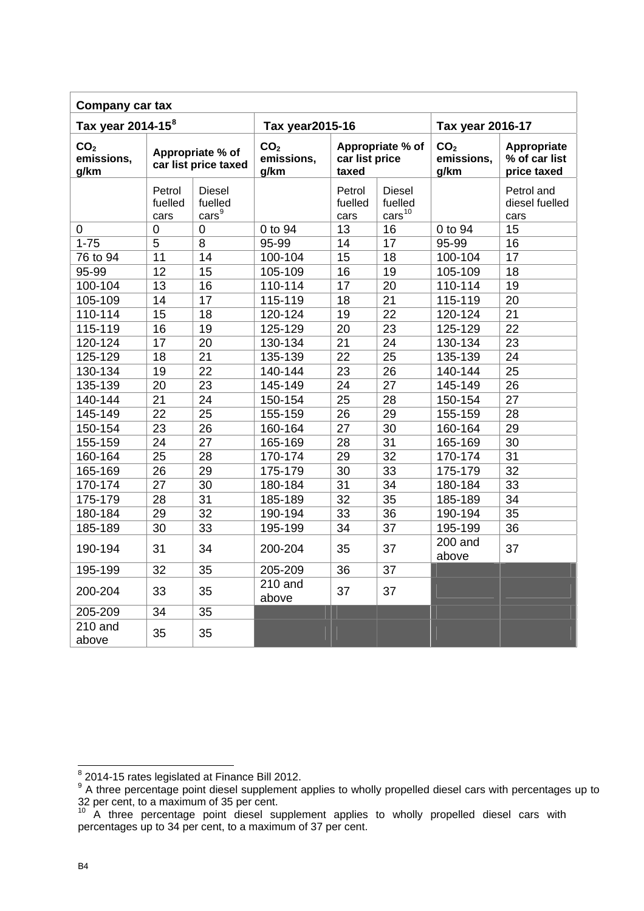| Company car tax | | | | | | | |
|---|---|---|---|---|---|---|---|
| Tax year 2014-15[8] | | | Tax year2015-16 | | | Tax year 2016-17 | |
| **$CO_2$ emissions, g/km** | **Appropriate % of car list price taxed** | | **$CO_2$ emissions, g/km** | **Appropriate % of car list price taxed** | | **$CO_2$ emissions, g/km** | **Appropriate % of car list price taxed** |
| | Petrol fuelled cars | Diesel fuelled cars[9] | | Petrol fuelled cars | Diesel fuelled cars[10] | | Petrol and diesel fuelled cars |
| 0 | 0 | 0 | 0 to 94 | 13 | 16 | 0 to 94 | 15 |
| 1-75 | 5 | 8 | 95-99 | 14 | 17 | 95-99 | 16 |
| 76 to 94 | 11 | 14 | 100-104 | 15 | 18 | 100-104 | 17 |
| 95-99 | 12 | 15 | 105-109 | 16 | 19 | 105-109 | 18 |
| 100-104 | 13 | 16 | 110-114 | 17 | 20 | 110-114 | 19 |
| 105-109 | 14 | 17 | 115-119 | 18 | 21 | 115-119 | 20 |
| 110-114 | 15 | 18 | 120-124 | 19 | 22 | 120-124 | 21 |
| 115-119 | 16 | 19 | 125-129 | 20 | 23 | 125-129 | 22 |
| 120-124 | 17 | 20 | 130-134 | 21 | 24 | 130-134 | 23 |
| 125-129 | 18 | 21 | 135-139 | 22 | 25 | 135-139 | 24 |
| 130-134 | 19 | 22 | 140-144 | 23 | 26 | 140-144 | 25 |
| 135-139 | 20 | 23 | 145-149 | 24 | 27 | 145-149 | 26 |
| 140-144 | 21 | 24 | 150-154 | 25 | 28 | 150-154 | 27 |
| 145-149 | 22 | 25 | 155-159 | 26 | 29 | 155-159 | 28 |
| 150-154 | 23 | 26 | 160-164 | 27 | 30 | 160-164 | 29 |
| 155-159 | 24 | 27 | 165-169 | 28 | 31 | 165-169 | 30 |
| 160-164 | 25 | 28 | 170-174 | 29 | 32 | 170-174 | 31 |
| 165-169 | 26 | 29 | 175-179 | 30 | 33 | 175-179 | 32 |
| 170-174 | 27 | 30 | 180-184 | 31 | 34 | 180-184 | 33 |
| 175-179 | 28 | 31 | 185-189 | 32 | 35 | 185-189 | 34 |
| 180-184 | 29 | 32 | 190-194 | 33 | 36 | 190-194 | 35 |
| 185-189 | 30 | 33 | 195-199 | 34 | 37 | 195-199 | 36 |
| 190-194 | 31 | 34 | 200-204 | 35 | 37 | 200 and above | 37 |
| 195-199 | 32 | 35 | 205-209 | 36 | 37 | | |
| 200-204 | 33 | 35 | 210 and above | 37 | 37 | | |
| 205-209 | 34 | 35 | | | | | |
| 210 and above | 35 | 35 | | | | | |

[8] 2014-15 rates legislated at Finance Bill 2012.

[9] A three percentage point diesel supplement applies to wholly propelled diesel cars with percentages up to 32 per cent, to a maximum of 35 per cent.

[10] A three percentage point diesel supplement applies to wholly propelled diesel cars with percentages up to 34 per cent, to a maximum of 37 per cent.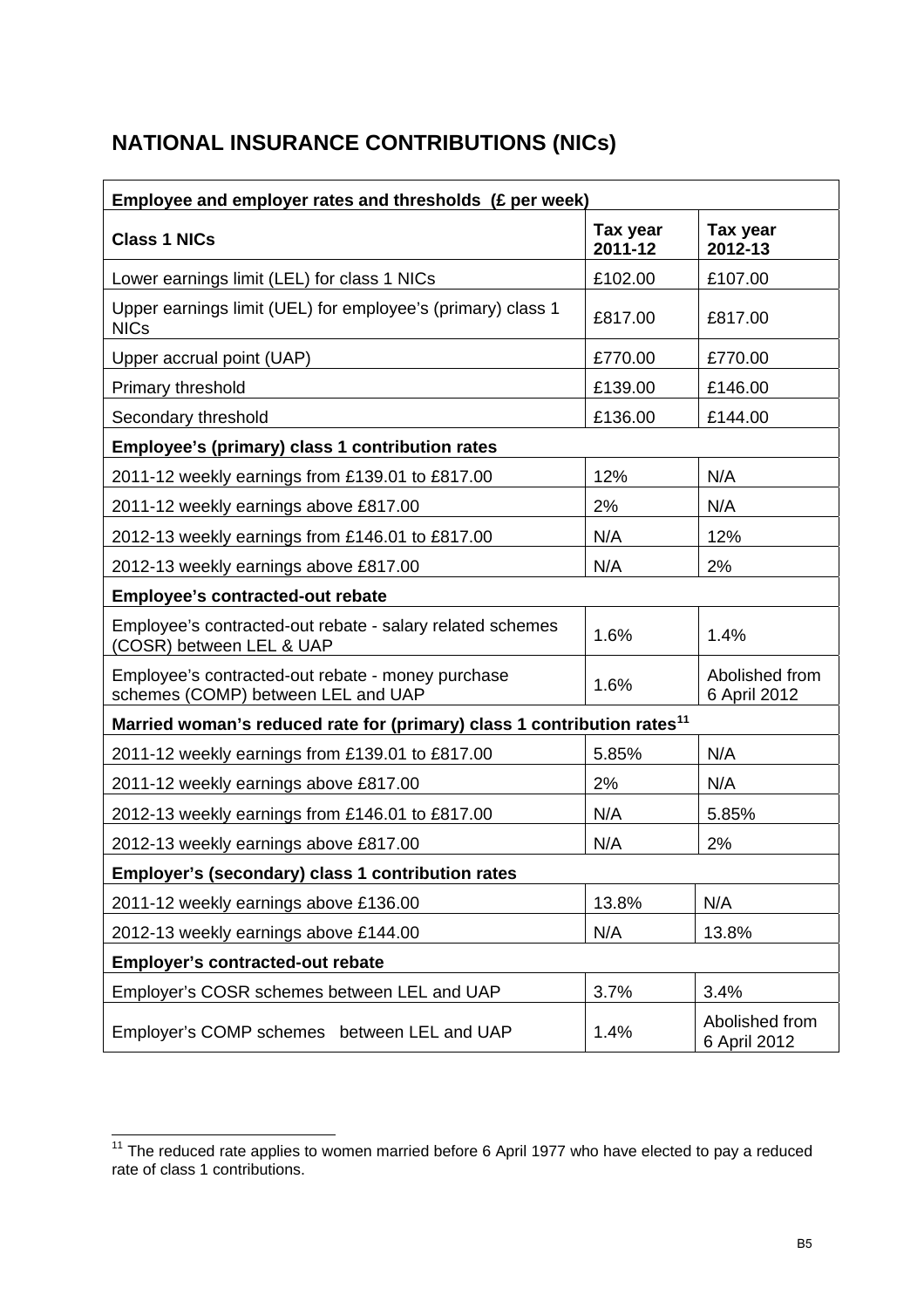## NATIONAL INSURANCE CONTRIBUTIONS (NICs)

| Employee and employer rates and thresholds (£ per week) | | |
|---|---|---|
| **Class 1 NICs** | **Tax year 2011-12** | **Tax year 2012-13** |
| Lower earnings limit (LEL) for class 1 NICs | £102.00 | £107.00 |
| Upper earnings limit (UEL) for employee's (primary) class 1 NICs | £817.00 | £817.00 |
| Upper accrual point (UAP) | £770.00 | £770.00 |
| Primary threshold | £139.00 | £146.00 |
| Secondary threshold | £136.00 | £144.00 |
| **Employee's (primary) class 1 contribution rates** | | |
| 2011-12 weekly earnings from £139.01 to £817.00 | 12% | N/A |
| 2011-12 weekly earnings above £817.00 | 2% | N/A |
| 2012-13 weekly earnings from £146.01 to £817.00 | N/A | 12% |
| 2012-13 weekly earnings above £817.00 | N/A | 2% |
| **Employee's contracted-out rebate** | | |
| Employee's contracted-out rebate - salary related schemes (COSR) between LEL & UAP | 1.6% | 1.4% |
| Employee's contracted-out rebate - money purchase schemes (COMP) between LEL and UAP | 1.6% | Abolished from 6 April 2012 |
| **Married woman's reduced rate for (primary) class 1 contribution rates**[11] | | |
| 2011-12 weekly earnings from £139.01 to £817.00 | 5.85% | N/A |
| 2011-12 weekly earnings above £817.00 | 2% | N/A |
| 2012-13 weekly earnings from £146.01 to £817.00 | N/A | 5.85% |
| 2012-13 weekly earnings above £817.00 | N/A | 2% |
| **Employer's (secondary) class 1 contribution rates** | | |
| 2011-12 weekly earnings above £136.00 | 13.8% | N/A |
| 2012-13 weekly earnings above £144.00 | N/A | 13.8% |
| **Employer's contracted-out rebate** | | |
| Employer's COSR schemes between LEL and UAP | 3.7% | 3.4% |
| Employer's COMP schemes between LEL and UAP | 1.4% | Abolished from 6 April 2012 |

[11] The reduced rate applies to women married before 6 April 1977 who have elected to pay a reduced rate of class 1 contributions.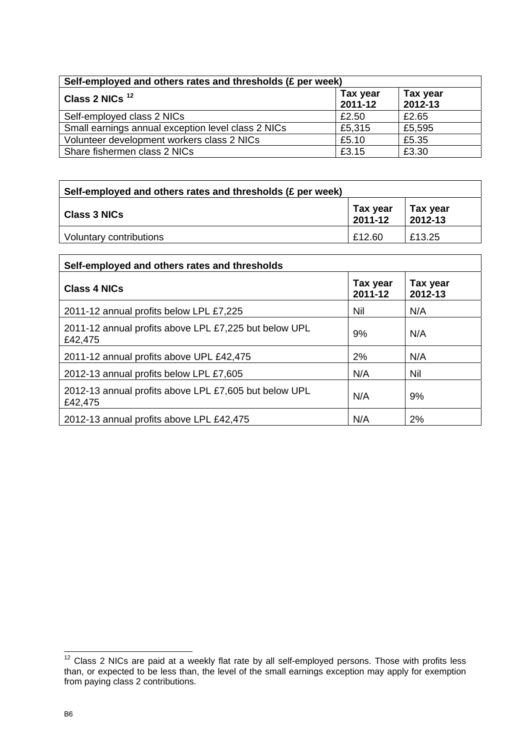| Self-employed and others rates and thresholds (£ per week) | | |
|---|---|---|
| Class 2 NICs [12] | Tax year 2011-12 | Tax year 2012-13 |
| Self-employed class 2 NICs | £2.50 | £2.65 |
| Small earnings annual exception level class 2 NICs | £5,315 | £5,595 |
| Volunteer development workers class 2 NICs | £5.10 | £5.35 |
| Share fishermen class 2 NICs | £3.15 | £3.30 |

| Self-employed and others rates and thresholds (£ per week) | | |
|---|---|---|
| Class 3 NICs | Tax year 2011-12 | Tax year 2012-13 |
| Voluntary contributions | £12.60 | £13.25 |

| Self-employed and others rates and thresholds | | |
|---|---|---|
| Class 4 NICs | Tax year 2011-12 | Tax year 2012-13 |
| 2011-12 annual profits below LPL £7,225 | Nil | N/A |
| 2011-12 annual profits above LPL £7,225 but below UPL £42,475 | 9% | N/A |
| 2011-12 annual profits above UPL £42,475 | 2% | N/A |
| 2012-13 annual profits below LPL £7,605 | N/A | Nil |
| 2012-13 annual profits above LPL £7,605 but below UPL £42,475 | N/A | 9% |
| 2012-13 annual profits above LPL £42,475 | N/A | 2% |

[12] Class 2 NICs are paid at a weekly flat rate by all self-employed persons. Those with profits less than, or expected to be less than, the level of the small earnings exception may apply for exemption from paying class 2 contributions.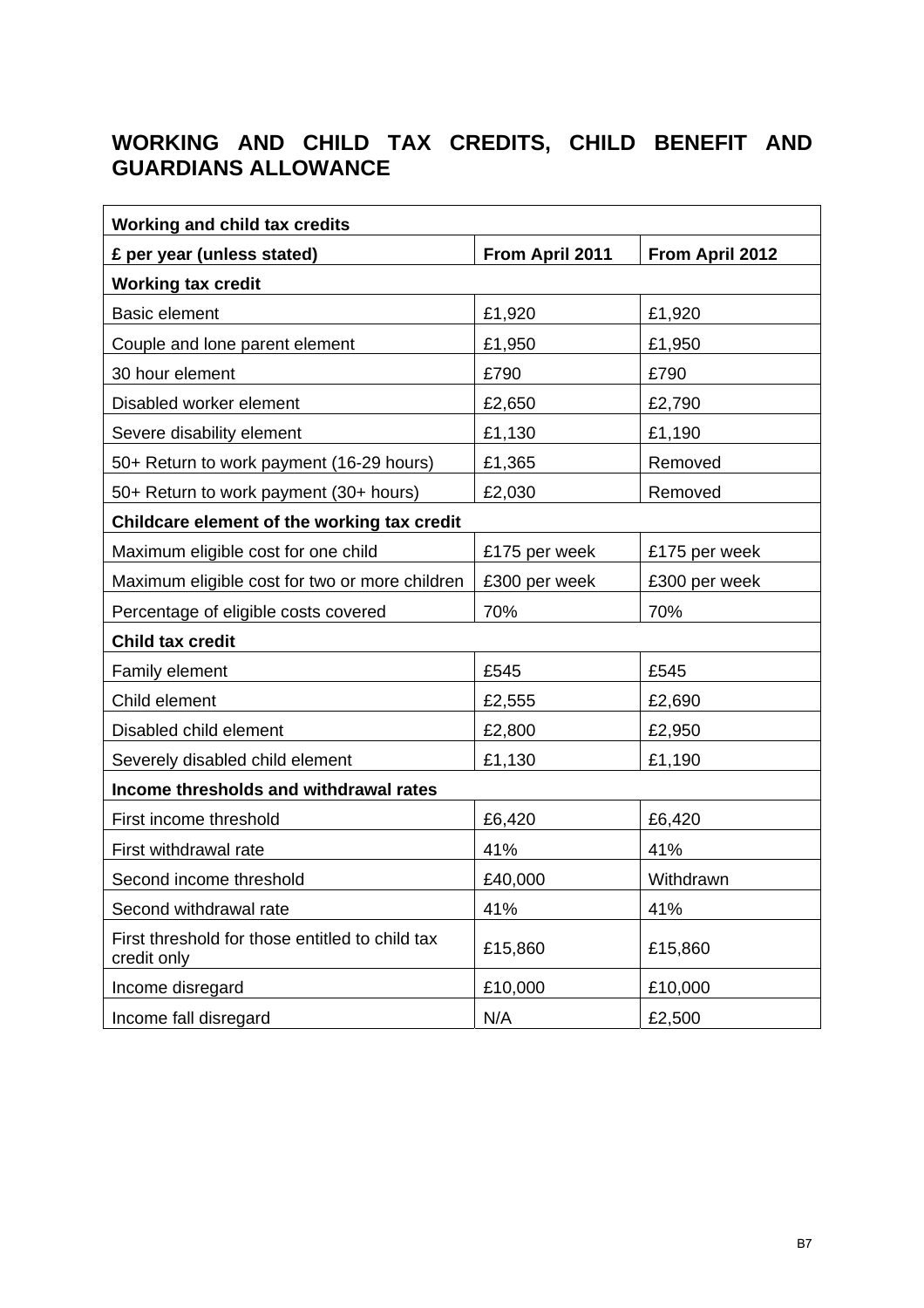# WORKING AND CHILD TAX CREDITS, CHILD BENEFIT AND GUARDIANS ALLOWANCE

| Working and child tax credits | | |
|---|---|---|
| **£ per year (unless stated)** | **From April 2011** | **From April 2012** |
| **Working tax credit** | | |
| Basic element | £1,920 | £1,920 |
| Couple and lone parent element | £1,950 | £1,950 |
| 30 hour element | £790 | £790 |
| Disabled worker element | £2,650 | £2,790 |
| Severe disability element | £1,130 | £1,190 |
| 50+ Return to work payment (16-29 hours) | £1,365 | Removed |
| 50+ Return to work payment (30+ hours) | £2,030 | Removed |
| **Childcare element of the working tax credit** | | |
| Maximum eligible cost for one child | £175 per week | £175 per week |
| Maximum eligible cost for two or more children | £300 per week | £300 per week |
| Percentage of eligible costs covered | 70% | 70% |
| **Child tax credit** | | |
| Family element | £545 | £545 |
| Child element | £2,555 | £2,690 |
| Disabled child element | £2,800 | £2,950 |
| Severely disabled child element | £1,130 | £1,190 |
| **Income thresholds and withdrawal rates** | | |
| First income threshold | £6,420 | £6,420 |
| First withdrawal rate | 41% | 41% |
| Second income threshold | £40,000 | Withdrawn |
| Second withdrawal rate | 41% | 41% |
| First threshold for those entitled to child tax credit only | £15,860 | £15,860 |
| Income disregard | £10,000 | £10,000 |
| Income fall disregard | N/A | £2,500 |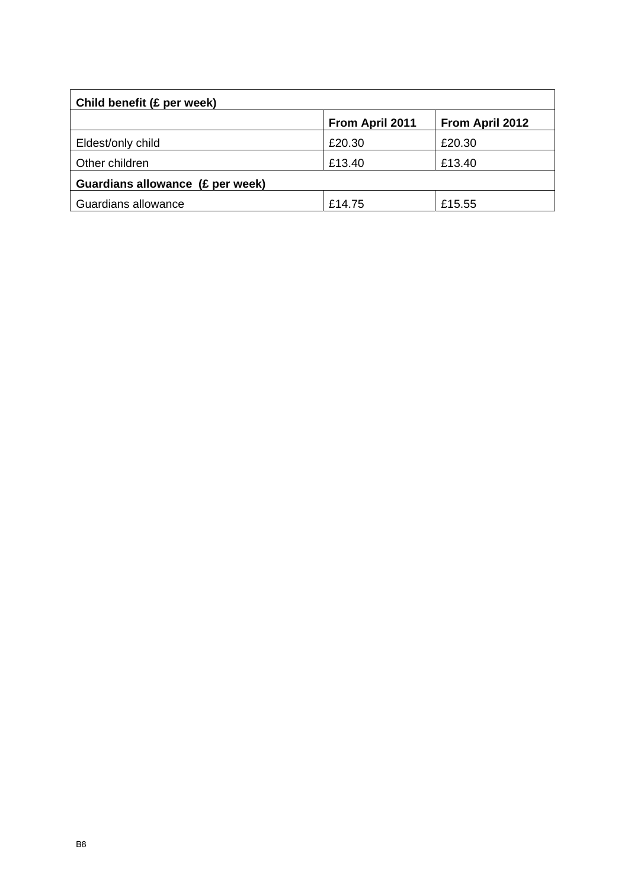| Child benefit (£ per week) | | |
|---|---|---|
| | **From April 2011** | **From April 2012** |
| Eldest/only child | £20.30 | £20.30 |
| Other children | £13.40 | £13.40 |
| **Guardians allowance (£ per week)** | | |
| Guardians allowance | £14.75 | £15.55 |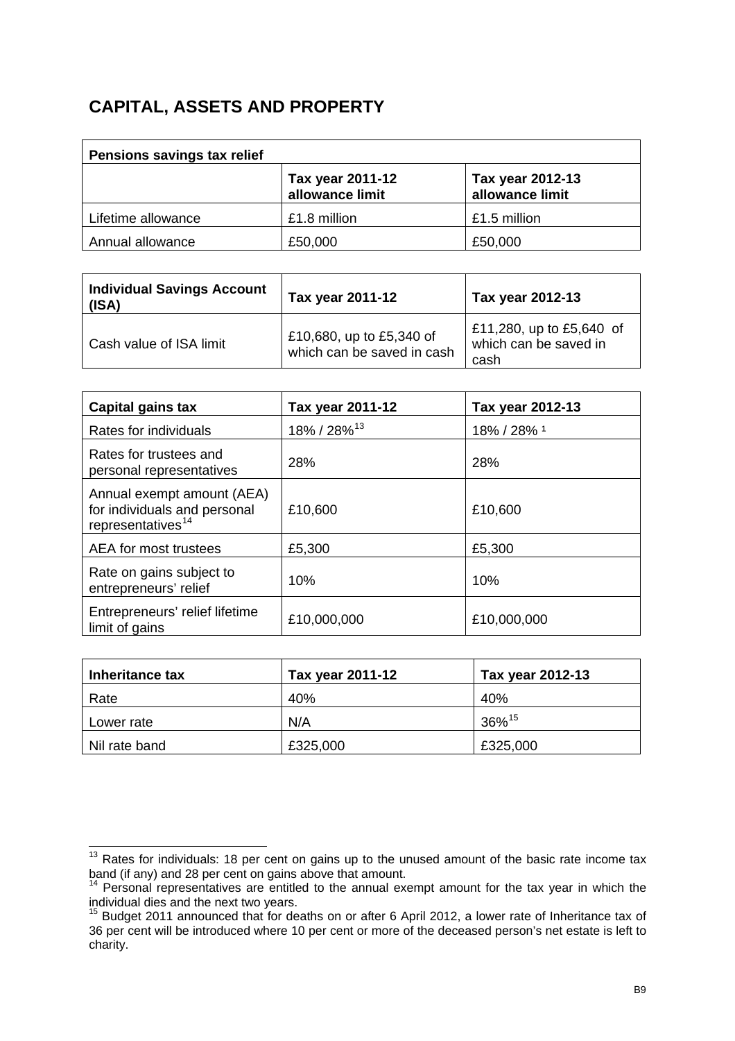## CAPITAL, ASSETS AND PROPERTY

| Pensions savings tax relief | | |
|---|---|---|
| | **Tax year 2011-12 allowance limit** | **Tax year 2012-13 allowance limit** |
| Lifetime allowance | £1.8 million | £1.5 million |
| Annual allowance | £50,000 | £50,000 |

| **Individual Savings Account (ISA)** | **Tax year 2011-12** | **Tax year 2012-13** |
|---|---|---|
| Cash value of ISA limit | £10,680, up to £5,340 of which can be saved in cash | £11,280, up to £5,640 of which can be saved in cash |

| **Capital gains tax** | **Tax year 2011-12** | **Tax year 2012-13** |
|---|---|---|
| Rates for individuals | 18% / 28%[13] | 18% / 28% ¹ |
| Rates for trustees and personal representatives | 28% | 28% |
| Annual exempt amount (AEA) for individuals and personal representatives[14] | £10,600 | £10,600 |
| AEA for most trustees | £5,300 | £5,300 |
| Rate on gains subject to entrepreneurs' relief | 10% | 10% |
| Entrepreneurs' relief lifetime limit of gains | £10,000,000 | £10,000,000 |

| **Inheritance tax** | **Tax year 2011-12** | **Tax year 2012-13** |
|---|---|---|
| Rate | 40% | 40% |
| Lower rate | N/A | 36%[15] |
| Nil rate band | £325,000 | £325,000 |

[13] Rates for individuals: 18 per cent on gains up to the unused amount of the basic rate income tax band (if any) and 28 per cent on gains above that amount.

[14] Personal representatives are entitled to the annual exempt amount for the tax year in which the individual dies and the next two years.

[15] Budget 2011 announced that for deaths on or after 6 April 2012, a lower rate of Inheritance tax of 36 per cent will be introduced where 10 per cent or more of the deceased person's net estate is left to charity.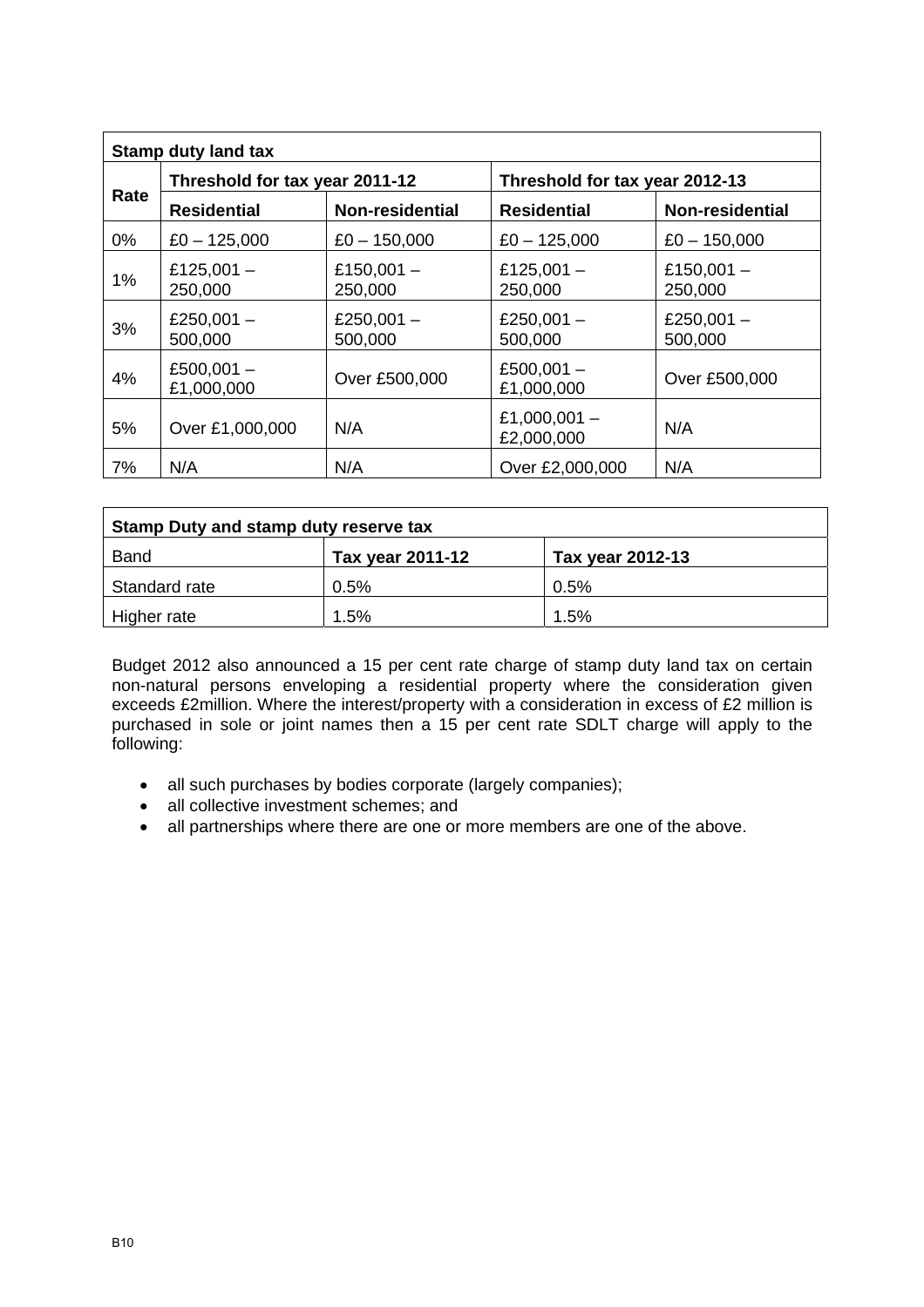| **Stamp duty land tax** | | | | |
|---|---|---|---|---|
| **Rate** | **Threshold for tax year 2011-12** | | **Threshold for tax year 2012-13** | |
| | **Residential** | **Non-residential** | **Residential** | **Non-residential** |
| 0% | £0 – 125,000 | £0 – 150,000 | £0 – 125,000 | £0 – 150,000 |
| 1% | £125,001 – 250,000 | £150,001 – 250,000 | £125,001 – 250,000 | £150,001 – 250,000 |
| 3% | £250,001 – 500,000 | £250,001 – 500,000 | £250,001 – 500,000 | £250,001 – 500,000 |
| 4% | £500,001 – £1,000,000 | Over £500,000 | £500,001 – £1,000,000 | Over £500,000 |
| 5% | Over £1,000,000 | N/A | £1,000,001 – £2,000,000 | N/A |
| 7% | N/A | N/A | Over £2,000,000 | N/A |

| **Stamp Duty and stamp duty reserve tax** | | |
|---|---|---|
| Band | **Tax year 2011-12** | **Tax year 2012-13** |
| Standard rate | 0.5% | 0.5% |
| Higher rate | 1.5% | 1.5% |

Budget 2012 also announced a 15 per cent rate charge of stamp duty land tax on certain non-natural persons enveloping a residential property where the consideration given exceeds £2million. Where the interest/property with a consideration in excess of £2 million is purchased in sole or joint names then a 15 per cent rate SDLT charge will apply to the following:

- all such purchases by bodies corporate (largely companies);
- all collective investment schemes; and
- all partnerships where there are one or more members are one of the above.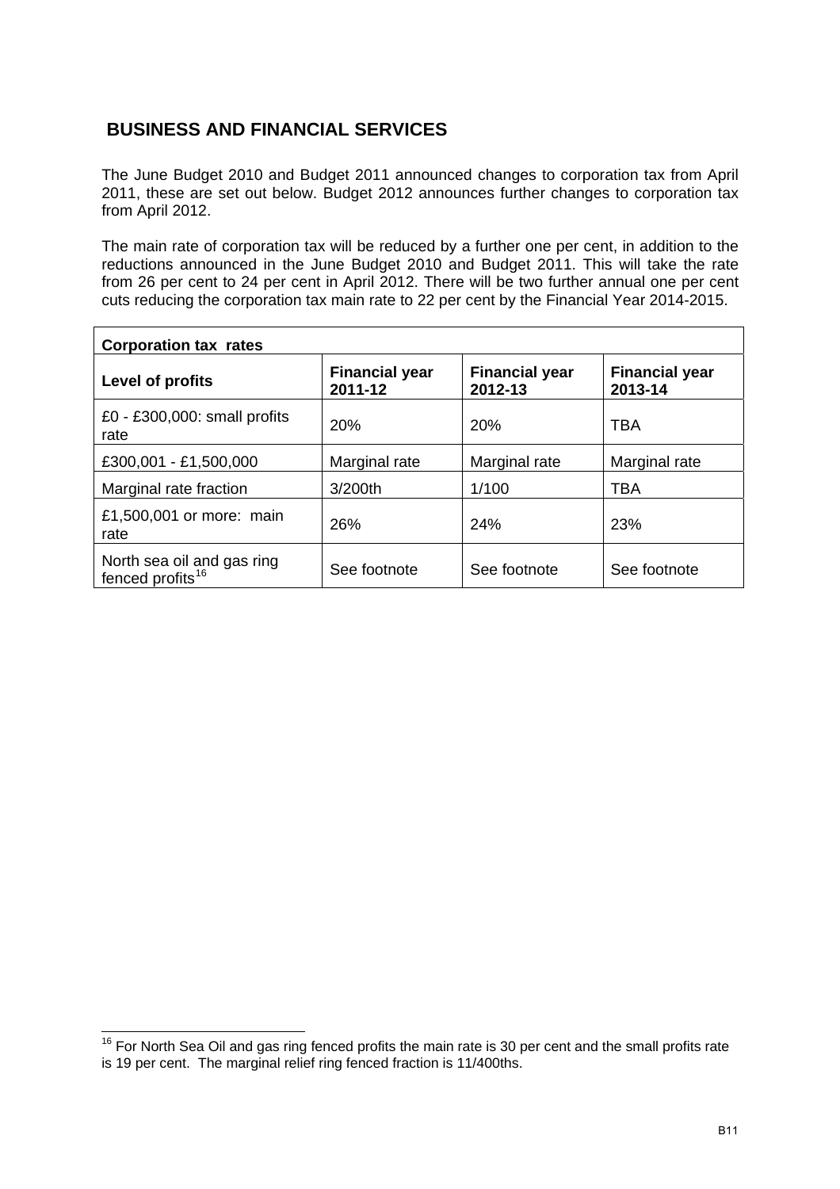## BUSINESS AND FINANCIAL SERVICES

The June Budget 2010 and Budget 2011 announced changes to corporation tax from April 2011, these are set out below. Budget 2012 announces further changes to corporation tax from April 2012.

The main rate of corporation tax will be reduced by a further one per cent, in addition to the reductions announced in the June Budget 2010 and Budget 2011. This will take the rate from 26 per cent to 24 per cent in April 2012. There will be two further annual one per cent cuts reducing the corporation tax main rate to 22 per cent by the Financial Year 2014-2015.

| **Corporation tax rates** | | | |
|---|---|---|---|
| **Level of profits** | **Financial year 2011-12** | **Financial year 2012-13** | **Financial year 2013-14** |
| £0 - £300,000: small profits rate | 20% | 20% | TBA |
| £300,001 - £1,500,000 | Marginal rate | Marginal rate | Marginal rate |
| Marginal rate fraction | 3/200th | 1/100 | TBA |
| £1,500,001 or more: main rate | 26% | 24% | 23% |
| North sea oil and gas ring fenced profits[16] | See footnote | See footnote | See footnote |

[16] For North Sea Oil and gas ring fenced profits the main rate is 30 per cent and the small profits rate is 19 per cent. The marginal relief ring fenced fraction is 11/400ths.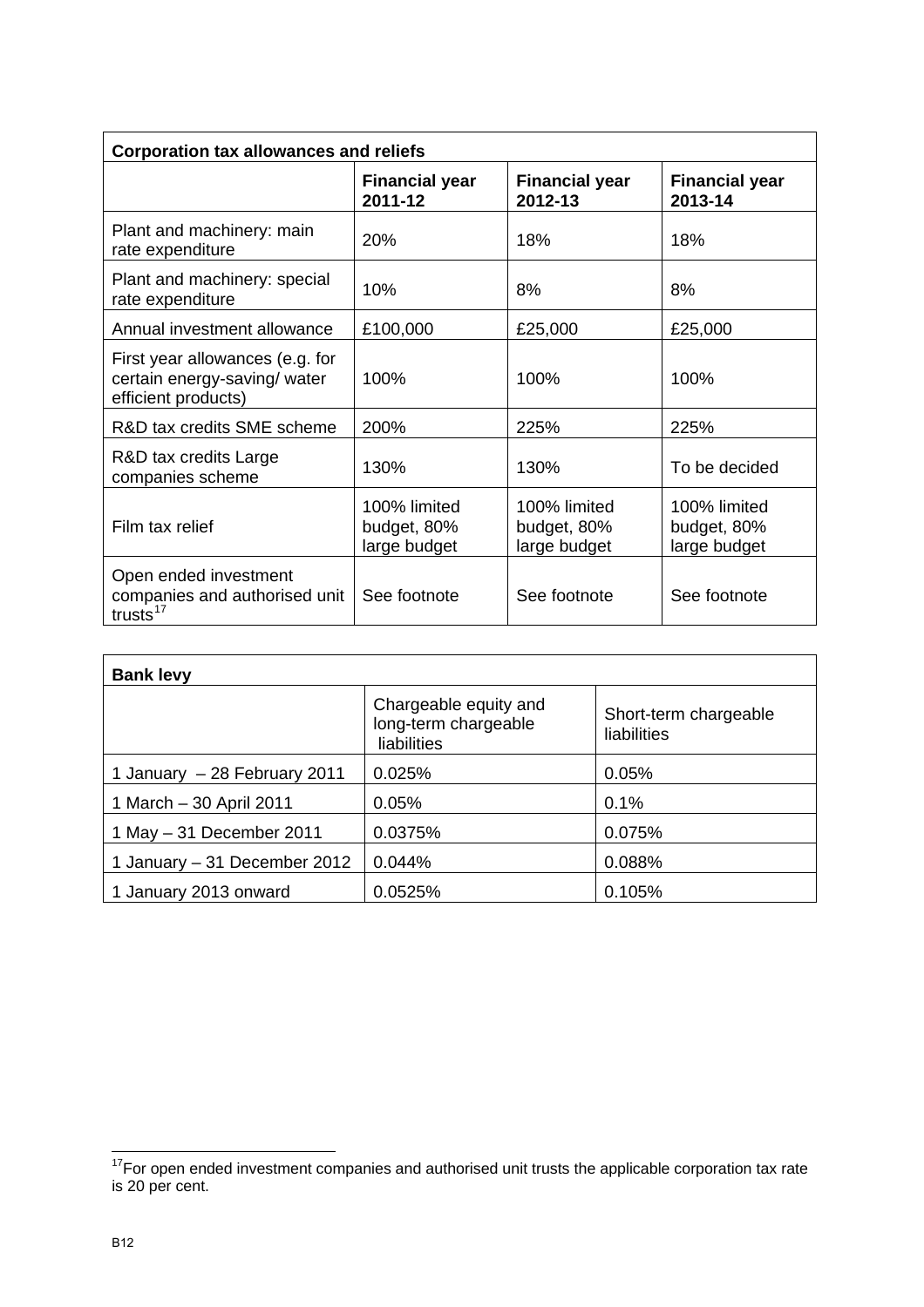| Corporation tax allowances and reliefs | | | |
|---|---|---|---|
| | **Financial year 2011-12** | **Financial year 2012-13** | **Financial year 2013-14** |
| Plant and machinery: main rate expenditure | 20% | 18% | 18% |
| Plant and machinery: special rate expenditure | 10% | 8% | 8% |
| Annual investment allowance | £100,000 | £25,000 | £25,000 |
| First year allowances (e.g. for certain energy-saving/ water efficient products) | 100% | 100% | 100% |
| R&D tax credits SME scheme | 200% | 225% | 225% |
| R&D tax credits Large companies scheme | 130% | 130% | To be decided |
| Film tax relief | 100% limited budget, 80% large budget | 100% limited budget, 80% large budget | 100% limited budget, 80% large budget |
| Open ended investment companies and authorised unit trusts[17] | See footnote | See footnote | See footnote |

| Bank levy | | |
|---|---|---|
| | Chargeable equity and long-term chargeable liabilities | Short-term chargeable liabilities |
| 1 January – 28 February 2011 | 0.025% | 0.05% |
| 1 March – 30 April 2011 | 0.05% | 0.1% |
| 1 May – 31 December 2011 | 0.0375% | 0.075% |
| 1 January – 31 December 2012 | 0.044% | 0.088% |
| 1 January 2013 onward | 0.0525% | 0.105% |

[17] For open ended investment companies and authorised unit trusts the applicable corporation tax rate is 20 per cent.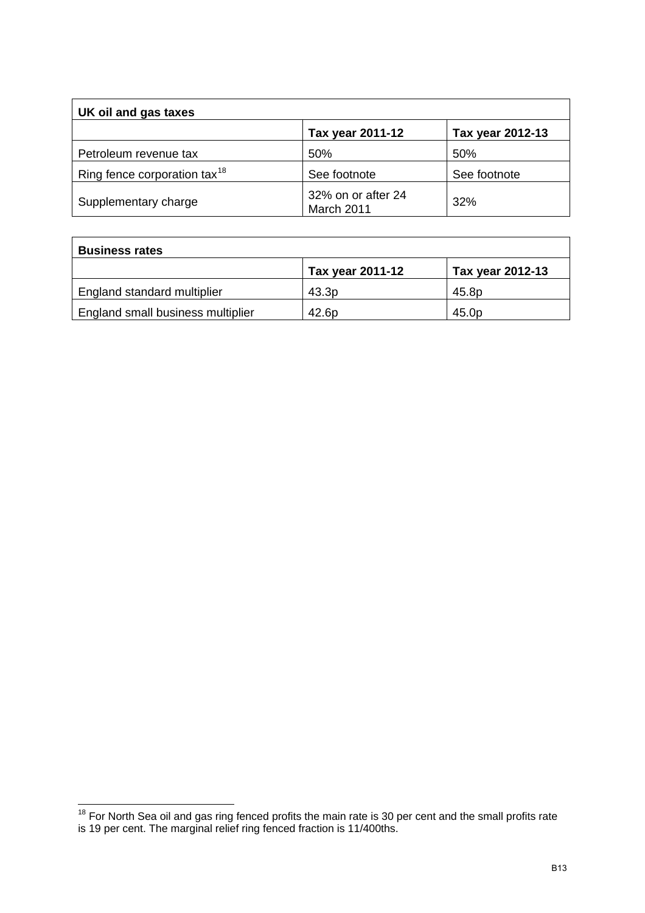| UK oil and gas taxes | | |
|---|---|---|
| | **Tax year 2011-12** | **Tax year 2012-13** |
| Petroleum revenue tax | 50% | 50% |
| Ring fence corporation tax[18] | See footnote | See footnote |
| Supplementary charge | 32% on or after 24 March 2011 | 32% |

| Business rates | | |
|---|---|---|
| | **Tax year 2011-12** | **Tax year 2012-13** |
| England standard multiplier | 43.3p | 45.8p |
| England small business multiplier | 42.6p | 45.0p |

[18] For North Sea oil and gas ring fenced profits the main rate is 30 per cent and the small profits rate is 19 per cent. The marginal relief ring fenced fraction is 11/400ths.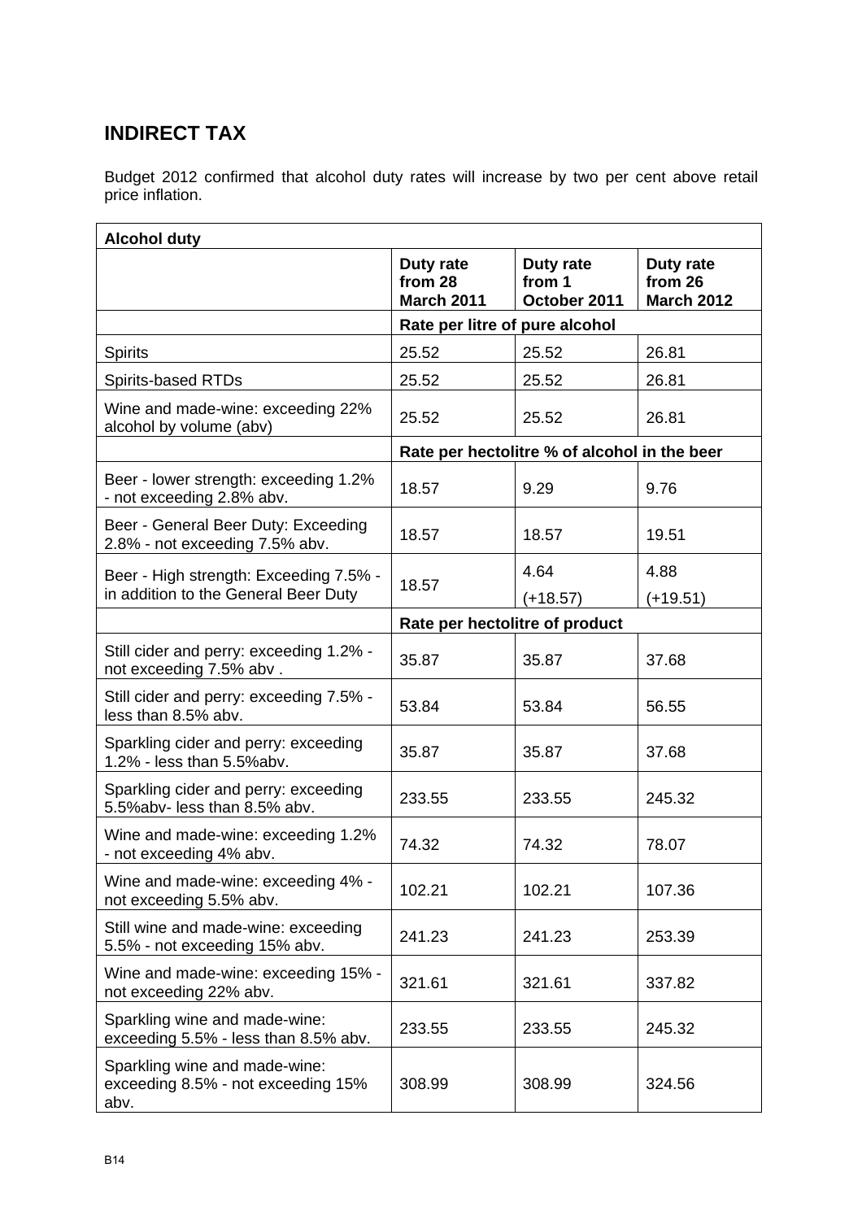## INDIRECT TAX

Budget 2012 confirmed that alcohol duty rates will increase by two per cent above retail price inflation.

| Alcohol duty | | | |
|---|---|---|---|
| | **Duty rate from 28 March 2011** | **Duty rate from 1 October 2011** | **Duty rate from 26 March 2012** |
| | **Rate per litre of pure alcohol** | | |
| Spirits | 25.52 | 25.52 | 26.81 |
| Spirits-based RTDs | 25.52 | 25.52 | 26.81 |
| Wine and made-wine: exceeding 22% alcohol by volume (abv) | 25.52 | 25.52 | 26.81 |
| | **Rate per hectolitre % of alcohol in the beer** | | |
| Beer - lower strength: exceeding 1.2% - not exceeding 2.8% abv. | 18.57 | 9.29 | 9.76 |
| Beer - General Beer Duty: Exceeding 2.8% - not exceeding 7.5% abv. | 18.57 | 18.57 | 19.51 |
| Beer - High strength: Exceeding 7.5% - in addition to the General Beer Duty | 18.57 | 4.64 (+18.57) | 4.88 (+19.51) |
| | **Rate per hectolitre of product** | | |
| Still cider and perry: exceeding 1.2% - not exceeding 7.5% abv . | 35.87 | 35.87 | 37.68 |
| Still cider and perry: exceeding 7.5% - less than 8.5% abv. | 53.84 | 53.84 | 56.55 |
| Sparkling cider and perry: exceeding 1.2% - less than 5.5%abv. | 35.87 | 35.87 | 37.68 |
| Sparkling cider and perry: exceeding 5.5%abv- less than 8.5% abv. | 233.55 | 233.55 | 245.32 |
| Wine and made-wine: exceeding 1.2% - not exceeding 4% abv. | 74.32 | 74.32 | 78.07 |
| Wine and made-wine: exceeding 4% - not exceeding 5.5% abv. | 102.21 | 102.21 | 107.36 |
| Still wine and made-wine: exceeding 5.5% - not exceeding 15% abv. | 241.23 | 241.23 | 253.39 |
| Wine and made-wine: exceeding 15% - not exceeding 22% abv. | 321.61 | 321.61 | 337.82 |
| Sparkling wine and made-wine: exceeding 5.5% - less than 8.5% abv. | 233.55 | 233.55 | 245.32 |
| Sparkling wine and made-wine: exceeding 8.5% - not exceeding 15% abv. | 308.99 | 308.99 | 324.56 |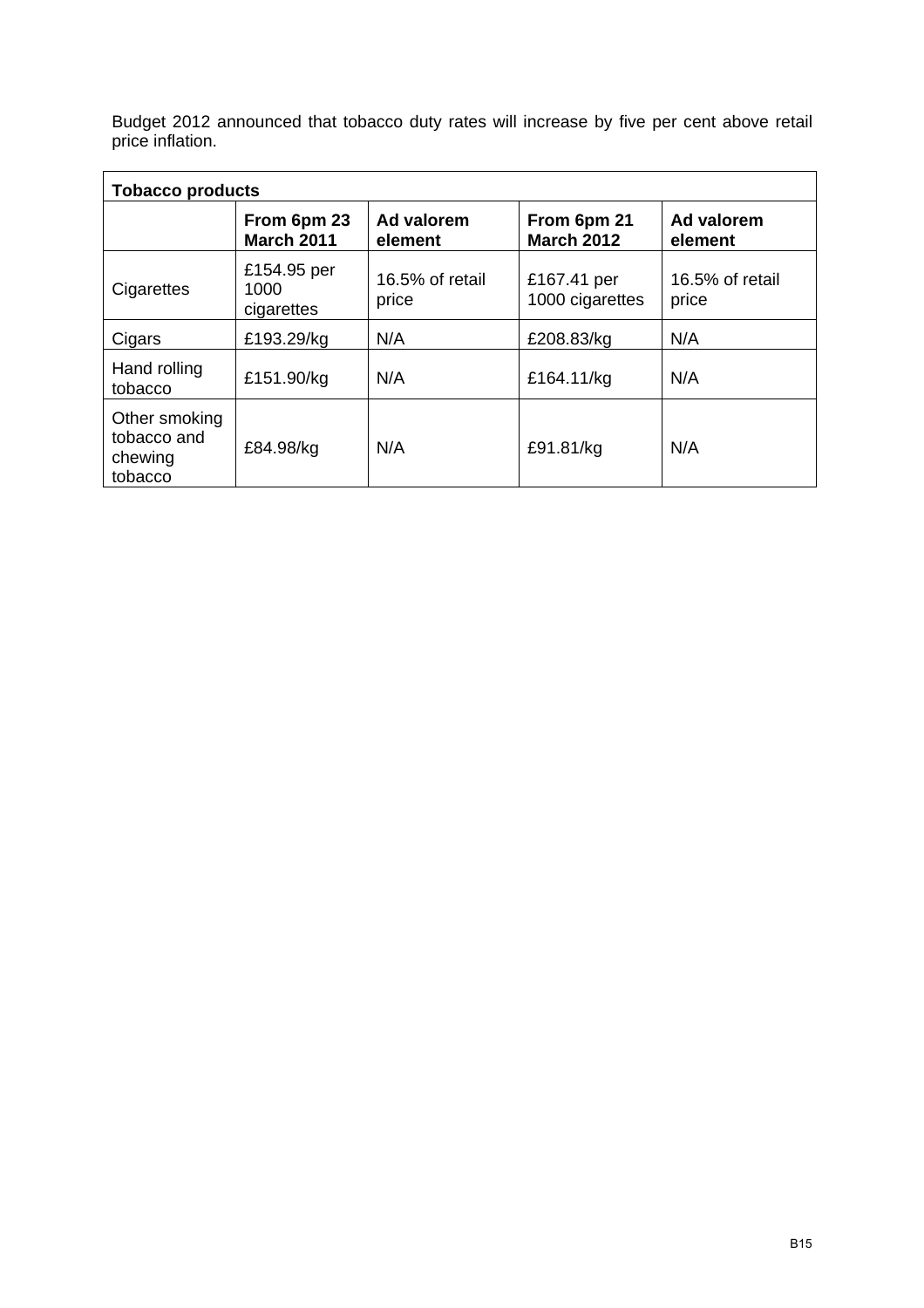Budget 2012 announced that tobacco duty rates will increase by five per cent above retail price inflation.

| **Tobacco products** | | | | |
|---|---|---|---|---|
| | **From 6pm 23 March 2011** | **Ad valorem element** | **From 6pm 21 March 2012** | **Ad valorem element** |
| Cigarettes | £154.95 per 1000 cigarettes | 16.5% of retail price | £167.41 per 1000 cigarettes | 16.5% of retail price |
| Cigars | £193.29/kg | N/A | £208.83/kg | N/A |
| Hand rolling tobacco | £151.90/kg | N/A | £164.11/kg | N/A |
| Other smoking tobacco and chewing tobacco | £84.98/kg | N/A | £91.81/kg | N/A |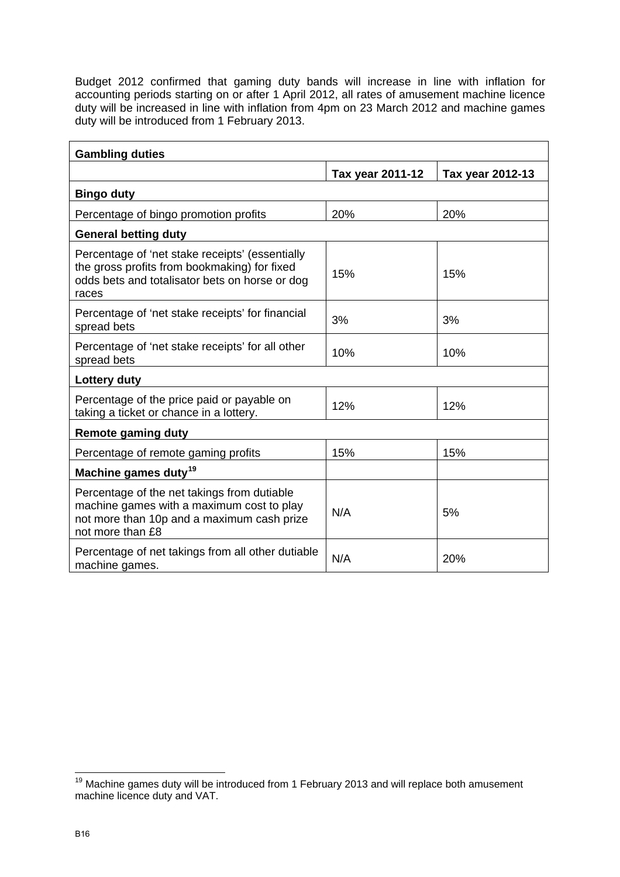Budget 2012 confirmed that gaming duty bands will increase in line with inflation for accounting periods starting on or after 1 April 2012, all rates of amusement machine licence duty will be increased in line with inflation from 4pm on 23 March 2012 and machine games duty will be introduced from 1 February 2013.

| **Gambling duties** | | |
|---|---|---|
| | **Tax year 2011-12** | **Tax year 2012-13** |
| **Bingo duty** | | |
| Percentage of bingo promotion profits | 20% | 20% |
| **General betting duty** | | |
| Percentage of 'net stake receipts' (essentially the gross profits from bookmaking) for fixed odds bets and totalisator bets on horse or dog races | 15% | 15% |
| Percentage of 'net stake receipts' for financial spread bets | 3% | 3% |
| Percentage of 'net stake receipts' for all other spread bets | 10% | 10% |
| **Lottery duty** | | |
| Percentage of the price paid or payable on taking a ticket or chance in a lottery. | 12% | 12% |
| **Remote gaming duty** | | |
| Percentage of remote gaming profits | 15% | 15% |
| **Machine games duty**[19] | | |
| Percentage of the net takings from dutiable machine games with a maximum cost to play not more than 10p and a maximum cash prize not more than £8 | N/A | 5% |
| Percentage of net takings from all other dutiable machine games. | N/A | 20% |

[19] Machine games duty will be introduced from 1 February 2013 and will replace both amusement machine licence duty and VAT.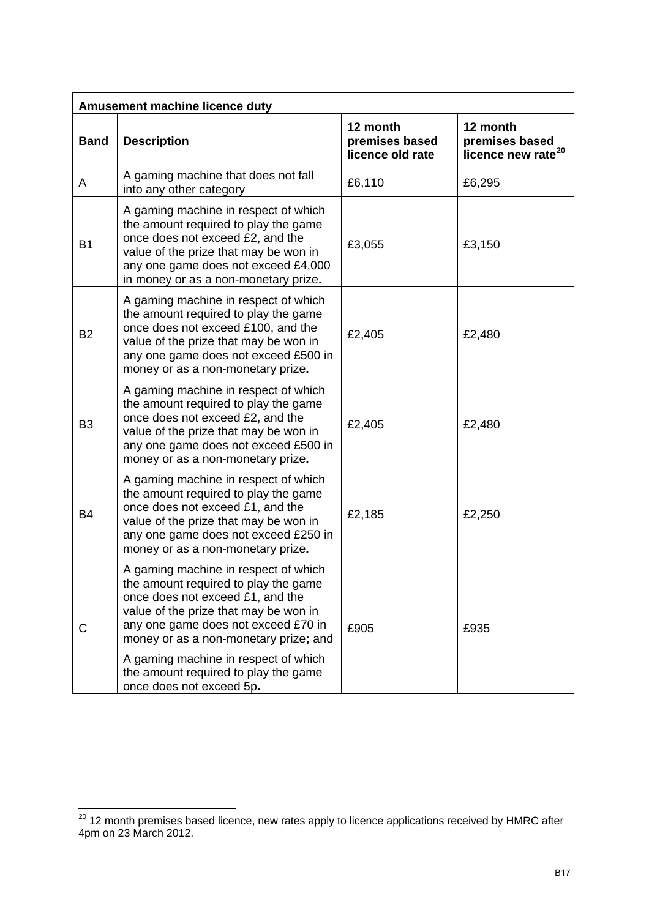| Amusement machine licence duty | | | |
|---|---|---|---|
| **Band** | **Description** | **12 month premises based licence old rate** | **12 month premises based licence new rate**[20] |
| A | A gaming machine that does not fall into any other category | £6,110 | £6,295 |
| B1 | A gaming machine in respect of which the amount required to play the game once does not exceed £2, and the value of the prize that may be won in any one game does not exceed £4,000 in money or as a non-monetary prize. | £3,055 | £3,150 |
| B2 | A gaming machine in respect of which the amount required to play the game once does not exceed £100, and the value of the prize that may be won in any one game does not exceed £500 in money or as a non-monetary prize. | £2,405 | £2,480 |
| B3 | A gaming machine in respect of which the amount required to play the game once does not exceed £2, and the value of the prize that may be won in any one game does not exceed £500 in money or as a non-monetary prize. | £2,405 | £2,480 |
| B4 | A gaming machine in respect of which the amount required to play the game once does not exceed £1, and the value of the prize that may be won in any one game does not exceed £250 in money or as a non-monetary prize. | £2,185 | £2,250 |
| C | A gaming machine in respect of which the amount required to play the game once does not exceed £1, and the value of the prize that may be won in any one game does not exceed £70 in money or as a non-monetary prize; and A gaming machine in respect of which the amount required to play the game once does not exceed 5p. | £905 | £935 |

[20] 12 month premises based licence, new rates apply to licence applications received by HMRC after 4pm on 23 March 2012.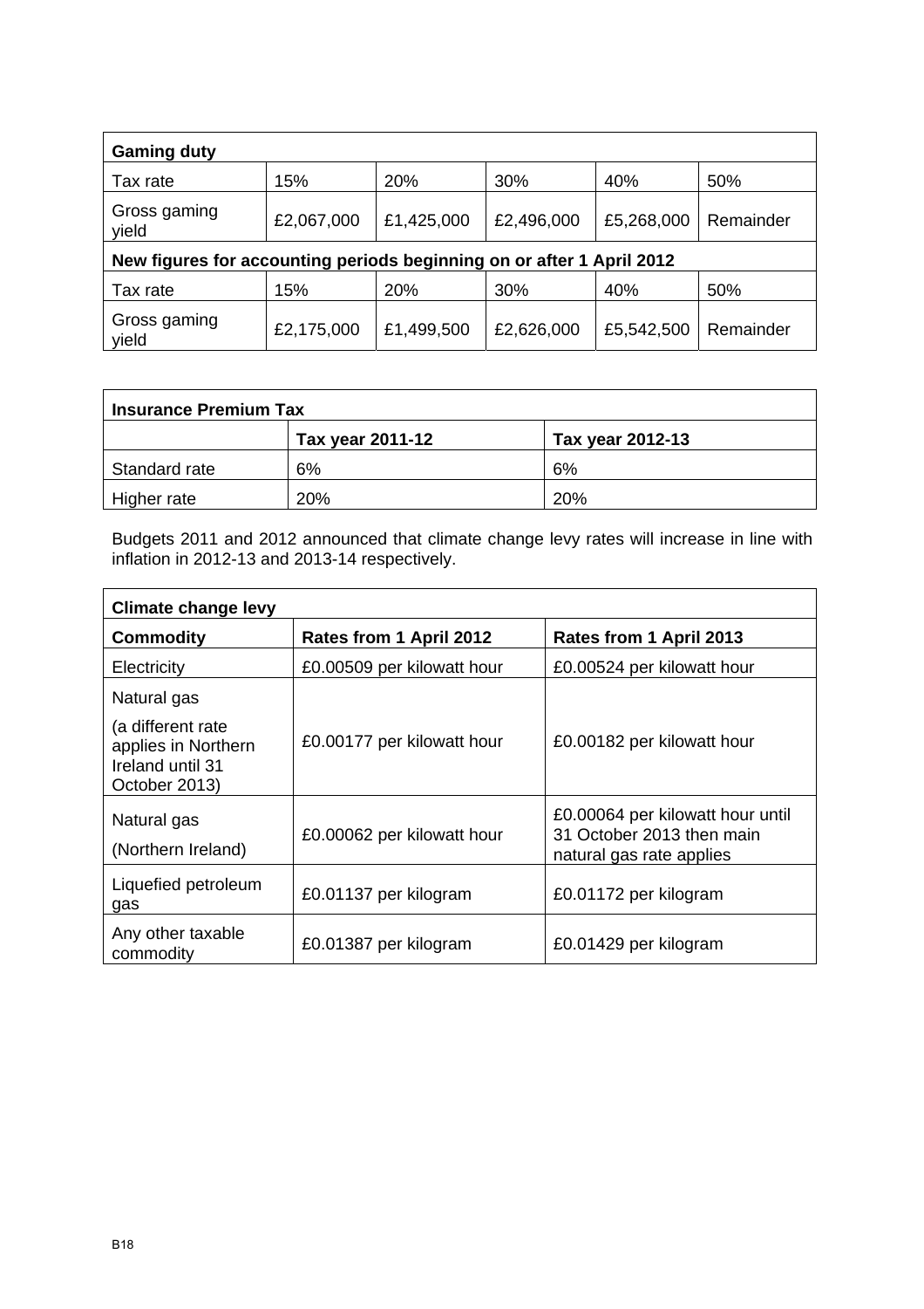| Gaming duty | | | | | |
|---|---|---|---|---|---|
| Tax rate | 15% | 20% | 30% | 40% | 50% |
| Gross gaming yield | £2,067,000 | £1,425,000 | £2,496,000 | £5,268,000 | Remainder |
| **New figures for accounting periods beginning on or after 1 April 2012** | | | | | |
| Tax rate | 15% | 20% | 30% | 40% | 50% |
| Gross gaming yield | £2,175,000 | £1,499,500 | £2,626,000 | £5,542,500 | Remainder |

| Insurance Premium Tax | | |
|---|---|---|
| | **Tax year 2011-12** | **Tax year 2012-13** |
| Standard rate | 6% | 6% |
| Higher rate | 20% | 20% |

Budgets 2011 and 2012 announced that climate change levy rates will increase in line with inflation in 2012-13 and 2013-14 respectively.

| Climate change levy | | |
|---|---|---|
| **Commodity** | **Rates from 1 April 2012** | **Rates from 1 April 2013** |
| Electricity | £0.00509 per kilowatt hour | £0.00524 per kilowatt hour |
| Natural gas (a different rate applies in Northern Ireland until 31 October 2013) | £0.00177 per kilowatt hour | £0.00182 per kilowatt hour |
| Natural gas (Northern Ireland) | £0.00062 per kilowatt hour | £0.00064 per kilowatt hour until 31 October 2013 then main natural gas rate applies |
| Liquefied petroleum gas | £0.01137 per kilogram | £0.01172 per kilogram |
| Any other taxable commodity | £0.01387 per kilogram | £0.01429 per kilogram |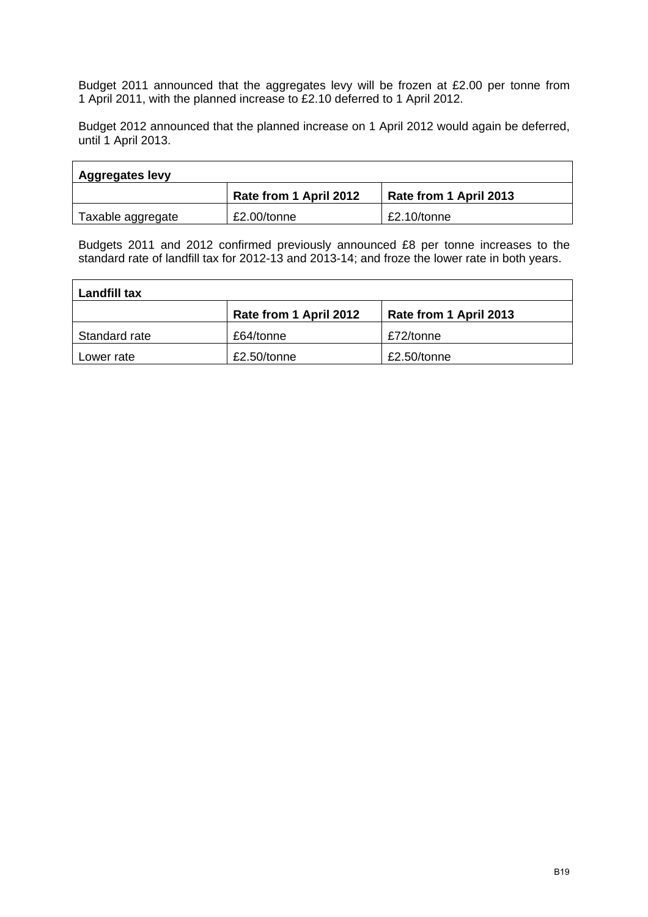Budget 2011 announced that the aggregates levy will be frozen at £2.00 per tonne from 1 April 2011, with the planned increase to £2.10 deferred to 1 April 2012.

Budget 2012 announced that the planned increase on 1 April 2012 would again be deferred, until 1 April 2013.

| **Aggregates levy** | | |
|---|---|---|
| | **Rate from 1 April 2012** | **Rate from 1 April 2013** |
| Taxable aggregate | £2.00/tonne | £2.10/tonne |

Budgets 2011 and 2012 confirmed previously announced £8 per tonne increases to the standard rate of landfill tax for 2012-13 and 2013-14; and froze the lower rate in both years.

| **Landfill tax** | | |
|---|---|---|
| | **Rate from 1 April 2012** | **Rate from 1 April 2013** |
| Standard rate | £64/tonne | £72/tonne |
| Lower rate | £2.50/tonne | £2.50/tonne |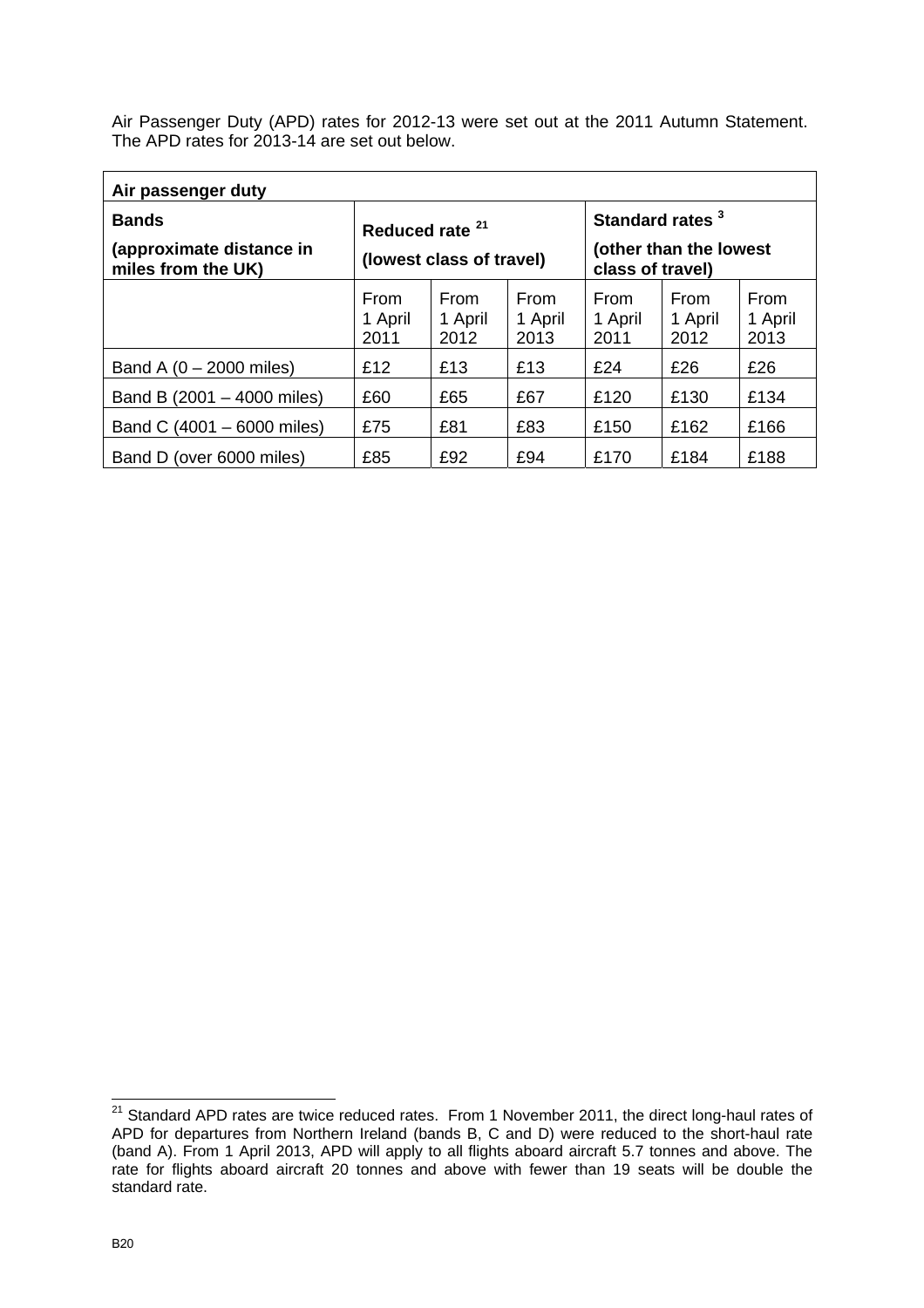Air Passenger Duty (APD) rates for 2012-13 were set out at the 2011 Autumn Statement. The APD rates for 2013-14 are set out below.

| Air passenger duty | | | | | | |
|---|---|---|---|---|---|---|
| **Bands (approximate distance in miles from the UK)** | **Reduced rate [21] (lowest class of travel)** | | | **Standard rates [3] (other than the lowest class of travel)** | | |
| | From 1 April 2011 | From 1 April 2012 | From 1 April 2013 | From 1 April 2011 | From 1 April 2012 | From 1 April 2013 |
| Band A (0 – 2000 miles) | £12 | £13 | £13 | £24 | £26 | £26 |
| Band B (2001 – 4000 miles) | £60 | £65 | £67 | £120 | £130 | £134 |
| Band C (4001 – 6000 miles) | £75 | £81 | £83 | £150 | £162 | £166 |
| Band D (over 6000 miles) | £85 | £92 | £94 | £170 | £184 | £188 |

[21] Standard APD rates are twice reduced rates. From 1 November 2011, the direct long-haul rates of APD for departures from Northern Ireland (bands B, C and D) were reduced to the short-haul rate (band A). From 1 April 2013, APD will apply to all flights aboard aircraft 5.7 tonnes and above. The rate for flights aboard aircraft 20 tonnes and above with fewer than 19 seats will be double the standard rate.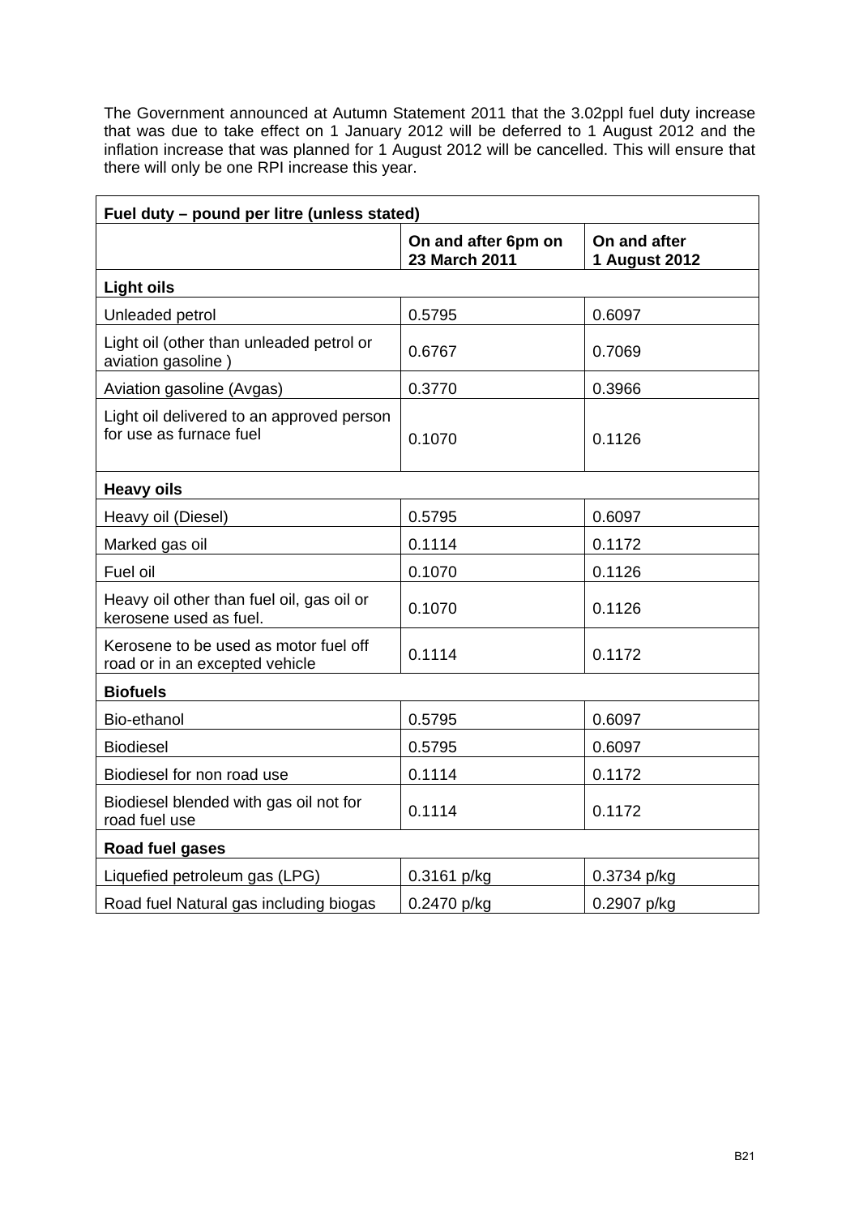The Government announced at Autumn Statement 2011 that the 3.02ppl fuel duty increase that was due to take effect on 1 January 2012 will be deferred to 1 August 2012 and the inflation increase that was planned for 1 August 2012 will be cancelled. This will ensure that there will only be one RPI increase this year.

| Fuel duty – pound per litre (unless stated) | | |
|---|---|---|
| | **On and after 6pm on 23 March 2011** | **On and after 1 August 2012** |
| **Light oils** | | |
| Unleaded petrol | 0.5795 | 0.6097 |
| Light oil (other than unleaded petrol or aviation gasoline ) | 0.6767 | 0.7069 |
| Aviation gasoline (Avgas) | 0.3770 | 0.3966 |
| Light oil delivered to an approved person for use as furnace fuel | 0.1070 | 0.1126 |
| **Heavy oils** | | |
| Heavy oil (Diesel) | 0.5795 | 0.6097 |
| Marked gas oil | 0.1114 | 0.1172 |
| Fuel oil | 0.1070 | 0.1126 |
| Heavy oil other than fuel oil, gas oil or kerosene used as fuel. | 0.1070 | 0.1126 |
| Kerosene to be used as motor fuel off road or in an excepted vehicle | 0.1114 | 0.1172 |
| **Biofuels** | | |
| Bio-ethanol | 0.5795 | 0.6097 |
| Biodiesel | 0.5795 | 0.6097 |
| Biodiesel for non road use | 0.1114 | 0.1172 |
| Biodiesel blended with gas oil not for road fuel use | 0.1114 | 0.1172 |
| **Road fuel gases** | | |
| Liquefied petroleum gas (LPG) | 0.3161 p/kg | 0.3734 p/kg |
| Road fuel Natural gas including biogas | 0.2470 p/kg | 0.2907 p/kg |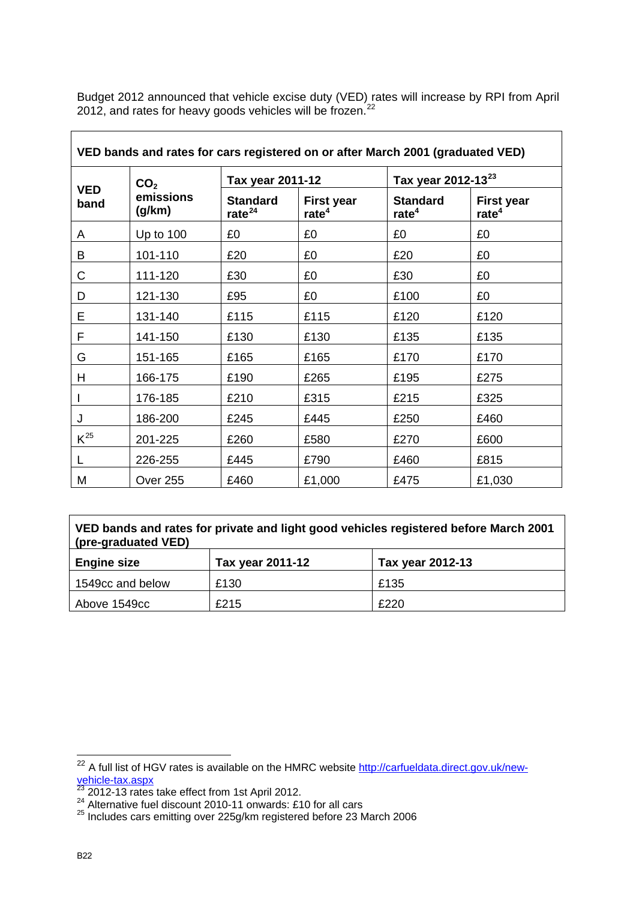Budget 2012 announced that vehicle excise duty (VED) rates will increase by RPI from April 2012, and rates for heavy goods vehicles will be frozen.[22]

| VED bands and rates for cars registered on or after March 2001 (graduated VED) | | | | | |
|---|---|---|---|---|---|
| **VED band** | **$CO_2$ emissions (g/km)** | **Tax year 2011-12** | | **Tax year 2012-13**[23] | |
| | | **Standard rate**[24] | **First year rate**[4] | **Standard rate**[4] | **First year rate**[4] |
| A | Up to 100 | £0 | £0 | £0 | £0 |
| B | 101-110 | £20 | £0 | £20 | £0 |
| C | 111-120 | £30 | £0 | £30 | £0 |
| D | 121-130 | £95 | £0 | £100 | £0 |
| E | 131-140 | £115 | £115 | £120 | £120 |
| F | 141-150 | £130 | £130 | £135 | £135 |
| G | 151-165 | £165 | £165 | £170 | £170 |
| H | 166-175 | £190 | £265 | £195 | £275 |
| I | 176-185 | £210 | £315 | £215 | £325 |
| J | 186-200 | £245 | £445 | £250 | £460 |
| K[25] | 201-225 | £260 | £580 | £270 | £600 |
| L | 226-255 | £445 | £790 | £460 | £815 |
| M | Over 255 | £460 | £1,000 | £475 | £1,030 |

| VED bands and rates for private and light good vehicles registered before March 2001 (pre-graduated VED) | | |
|---|---|---|
| **Engine size** | **Tax year 2011-12** | **Tax year 2012-13** |
| 1549cc and below | £130 | £135 |
| Above 1549cc | £215 | £220 |

[22] A full list of HGV rates is available on the HMRC website http://carfueldata.direct.gov.uk/new-vehicle-tax.aspx

[23] 2012-13 rates take effect from 1st April 2012.

[24] Alternative fuel discount 2010-11 onwards: £10 for all cars

[25] Includes cars emitting over 225g/km registered before 23 March 2006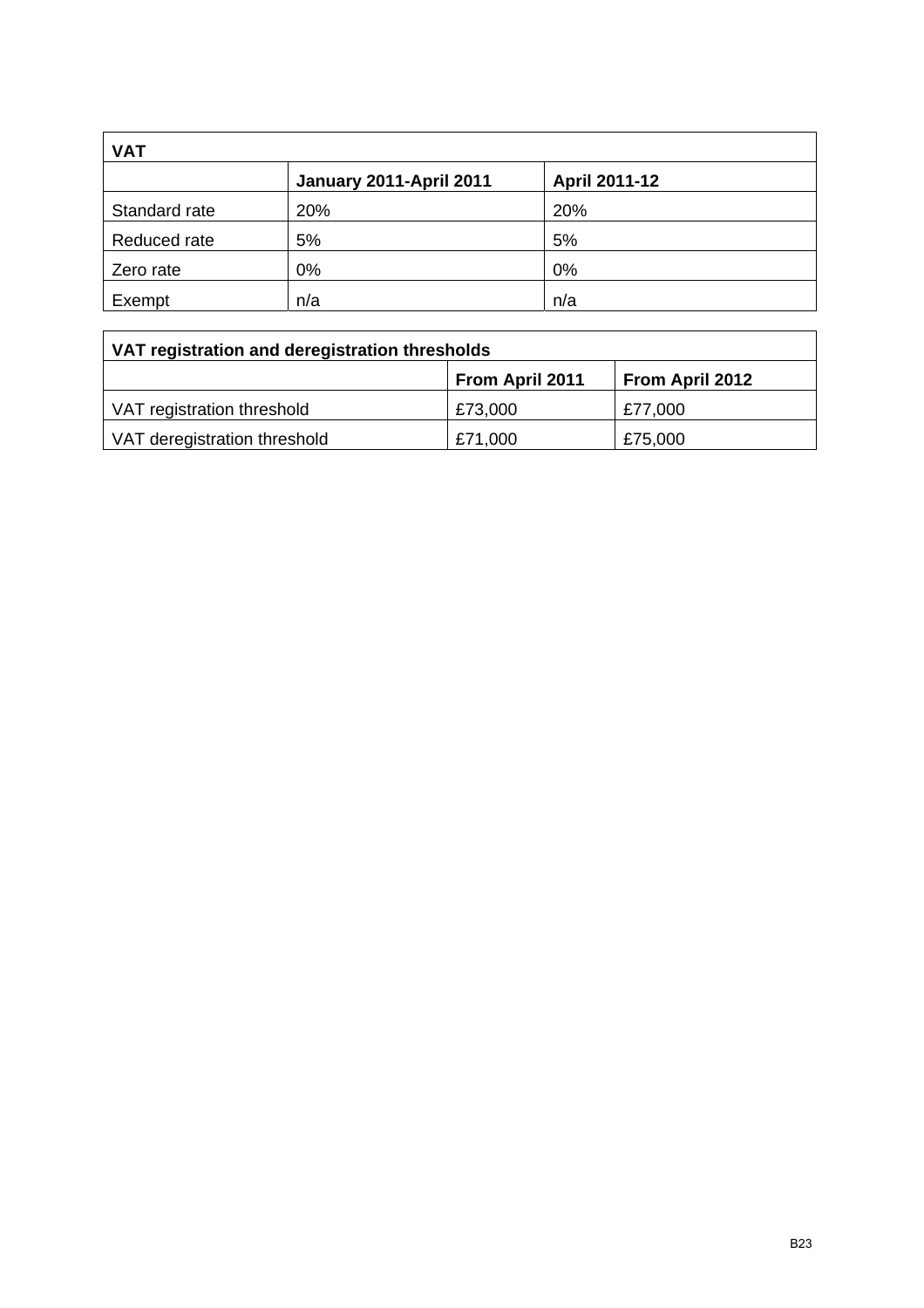| VAT | | |
|---|---|---|
| | **January 2011-April 2011** | **April 2011-12** |
| Standard rate | 20% | 20% |
| Reduced rate | 5% | 5% |
| Zero rate | 0% | 0% |
| Exempt | n/a | n/a |

| VAT registration and deregistration thresholds | | |
|---|---|---|
| | **From April 2011** | **From April 2012** |
| VAT registration threshold | £73,000 | £77,000 |
| VAT deregistration threshold | £71,000 | £75,000 |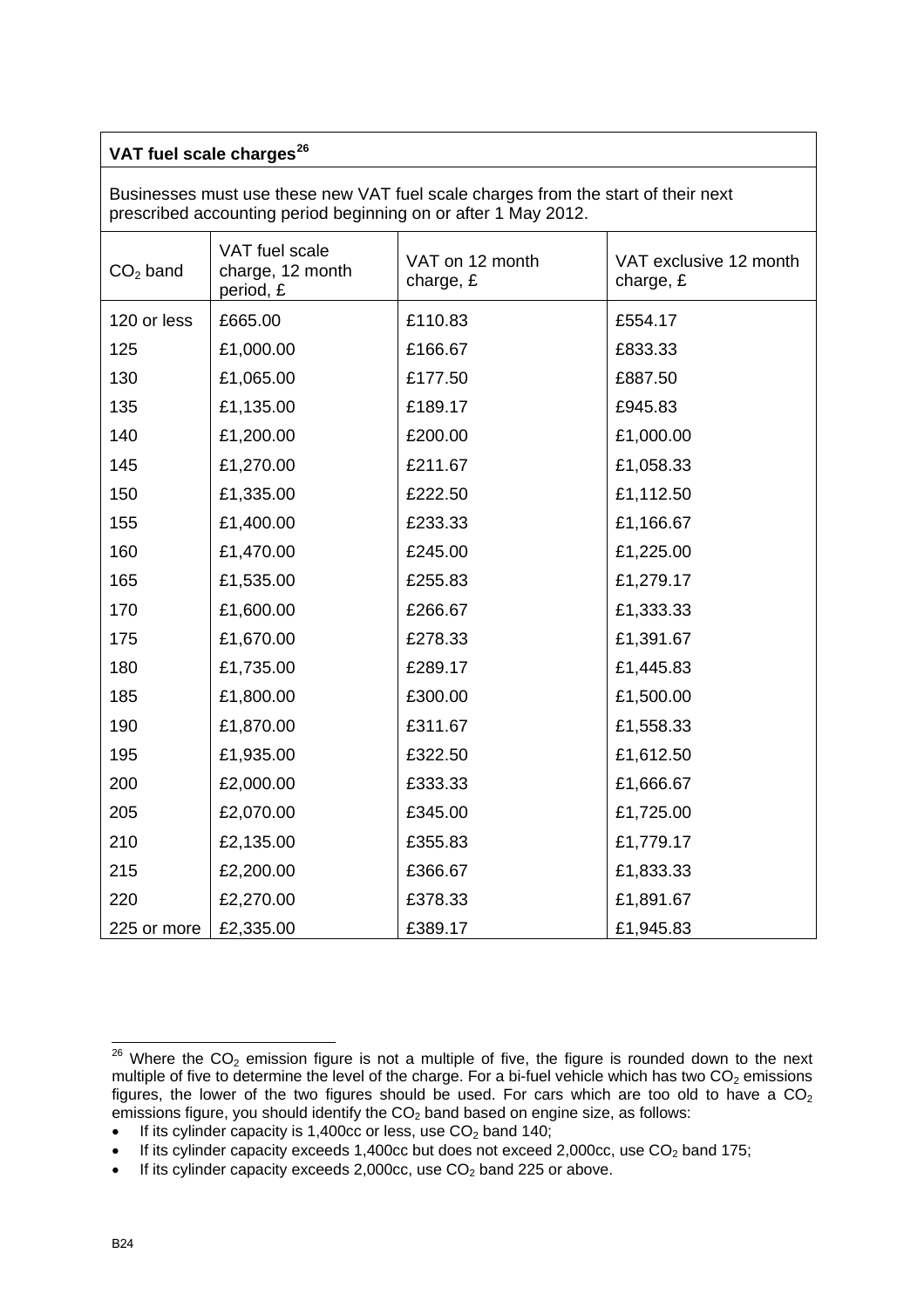## VAT fuel scale charges[26]

Businesses must use these new VAT fuel scale charges from the start of their next prescribed accounting period beginning on or after 1 May 2012.

| $CO_2$ band | VAT fuel scale charge, 12 month period, £ | VAT on 12 month charge, £ | VAT exclusive 12 month charge, £ |
|---|---|---|---|
| 120 or less | £665.00 | £110.83 | £554.17 |
| 125 | £1,000.00 | £166.67 | £833.33 |
| 130 | £1,065.00 | £177.50 | £887.50 |
| 135 | £1,135.00 | £189.17 | £945.83 |
| 140 | £1,200.00 | £200.00 | £1,000.00 |
| 145 | £1,270.00 | £211.67 | £1,058.33 |
| 150 | £1,335.00 | £222.50 | £1,112.50 |
| 155 | £1,400.00 | £233.33 | £1,166.67 |
| 160 | £1,470.00 | £245.00 | £1,225.00 |
| 165 | £1,535.00 | £255.83 | £1,279.17 |
| 170 | £1,600.00 | £266.67 | £1,333.33 |
| 175 | £1,670.00 | £278.33 | £1,391.67 |
| 180 | £1,735.00 | £289.17 | £1,445.83 |
| 185 | £1,800.00 | £300.00 | £1,500.00 |
| 190 | £1,870.00 | £311.67 | £1,558.33 |
| 195 | £1,935.00 | £322.50 | £1,612.50 |
| 200 | £2,000.00 | £333.33 | £1,666.67 |
| 205 | £2,070.00 | £345.00 | £1,725.00 |
| 210 | £2,135.00 | £355.83 | £1,779.17 |
| 215 | £2,200.00 | £366.67 | £1,833.33 |
| 220 | £2,270.00 | £378.33 | £1,891.67 |
| 225 or more | £2,335.00 | £389.17 | £1,945.83 |

[26] Where the $CO_2$ emission figure is not a multiple of five, the figure is rounded down to the next multiple of five to determine the level of the charge. For a bi-fuel vehicle which has two $CO_2$ emissions figures, the lower of the two figures should be used. For cars which are too old to have a $CO_2$ emissions figure, you should identify the $CO_2$ band based on engine size, as follows:

- If its cylinder capacity is 1,400cc or less, use $CO_2$ band 140;
- If its cylinder capacity exceeds 1,400cc but does not exceed 2,000cc, use $CO_2$ band 175;
- If its cylinder capacity exceeds 2,000cc, use $CO_2$ band 225 or above.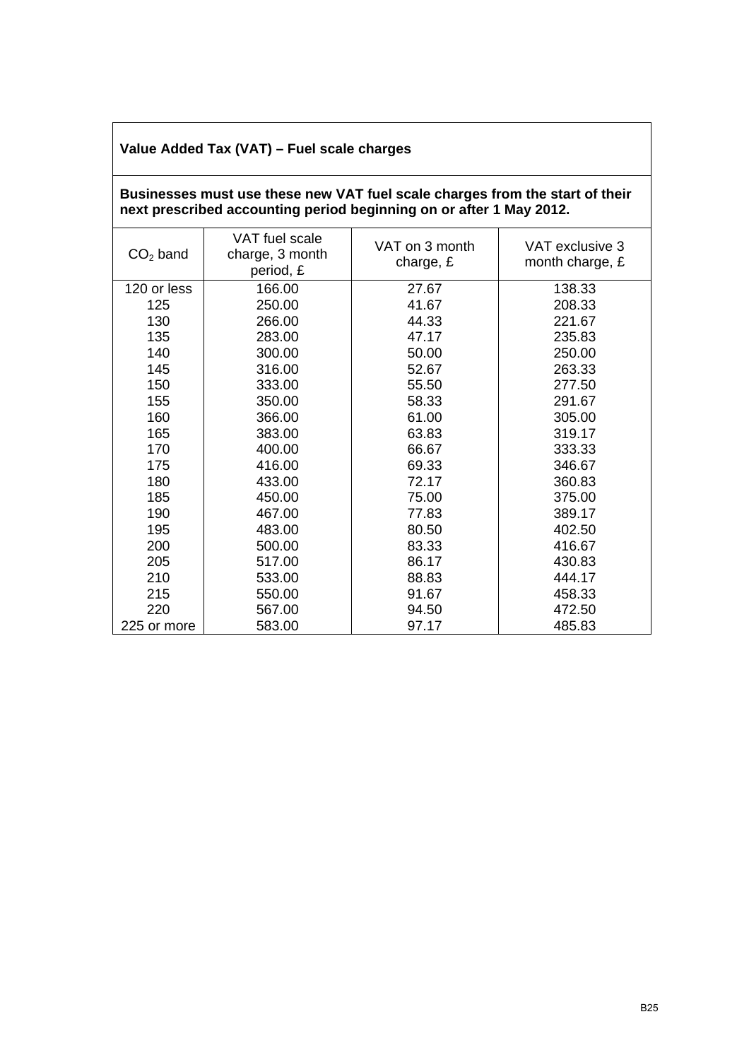## Value Added Tax (VAT) – Fuel scale charges

**Businesses must use these new VAT fuel scale charges from the start of their next prescribed accounting period beginning on or after 1 May 2012.**

| $CO_2$ band | VAT fuel scale charge, 3 month period, £ | VAT on 3 month charge, £ | VAT exclusive 3 month charge, £ |
|---|---|---|---|
| 120 or less | 166.00 | 27.67 | 138.33 |
| 125 | 250.00 | 41.67 | 208.33 |
| 130 | 266.00 | 44.33 | 221.67 |
| 135 | 283.00 | 47.17 | 235.83 |
| 140 | 300.00 | 50.00 | 250.00 |
| 145 | 316.00 | 52.67 | 263.33 |
| 150 | 333.00 | 55.50 | 277.50 |
| 155 | 350.00 | 58.33 | 291.67 |
| 160 | 366.00 | 61.00 | 305.00 |
| 165 | 383.00 | 63.83 | 319.17 |
| 170 | 400.00 | 66.67 | 333.33 |
| 175 | 416.00 | 69.33 | 346.67 |
| 180 | 433.00 | 72.17 | 360.83 |
| 185 | 450.00 | 75.00 | 375.00 |
| 190 | 467.00 | 77.83 | 389.17 |
| 195 | 483.00 | 80.50 | 402.50 |
| 200 | 500.00 | 83.33 | 416.67 |
| 205 | 517.00 | 86.17 | 430.83 |
| 210 | 533.00 | 88.83 | 444.17 |
| 215 | 550.00 | 91.67 | 458.33 |
| 220 | 567.00 | 94.50 | 472.50 |
| 225 or more | 583.00 | 97.17 | 485.83 |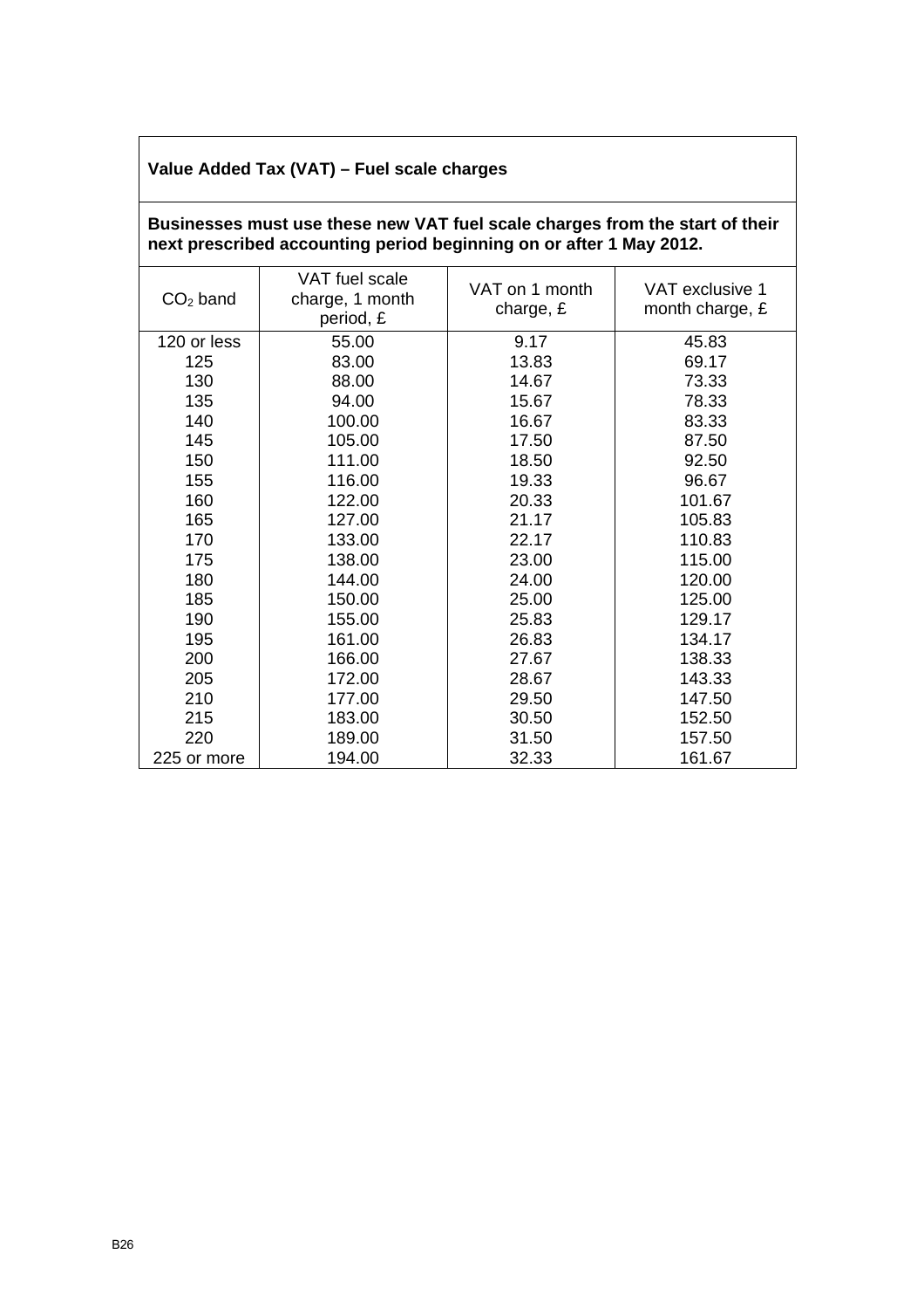**Value Added Tax (VAT) – Fuel scale charges**

**Businesses must use these new VAT fuel scale charges from the start of their next prescribed accounting period beginning on or after 1 May 2012.**

| $CO_2$ band | VAT fuel scale charge, 1 month period, £ | VAT on 1 month charge, £ | VAT exclusive 1 month charge, £ |
|---|---|---|---|
| 120 or less | 55.00 | 9.17 | 45.83 |
| 125 | 83.00 | 13.83 | 69.17 |
| 130 | 88.00 | 14.67 | 73.33 |
| 135 | 94.00 | 15.67 | 78.33 |
| 140 | 100.00 | 16.67 | 83.33 |
| 145 | 105.00 | 17.50 | 87.50 |
| 150 | 111.00 | 18.50 | 92.50 |
| 155 | 116.00 | 19.33 | 96.67 |
| 160 | 122.00 | 20.33 | 101.67 |
| 165 | 127.00 | 21.17 | 105.83 |
| 170 | 133.00 | 22.17 | 110.83 |
| 175 | 138.00 | 23.00 | 115.00 |
| 180 | 144.00 | 24.00 | 120.00 |
| 185 | 150.00 | 25.00 | 125.00 |
| 190 | 155.00 | 25.83 | 129.17 |
| 195 | 161.00 | 26.83 | 134.17 |
| 200 | 166.00 | 27.67 | 138.33 |
| 205 | 172.00 | 28.67 | 143.33 |
| 210 | 177.00 | 29.50 | 147.50 |
| 215 | 183.00 | 30.50 | 152.50 |
| 220 | 189.00 | 31.50 | 157.50 |
| 225 or more | 194.00 | 32.33 | 161.67 |